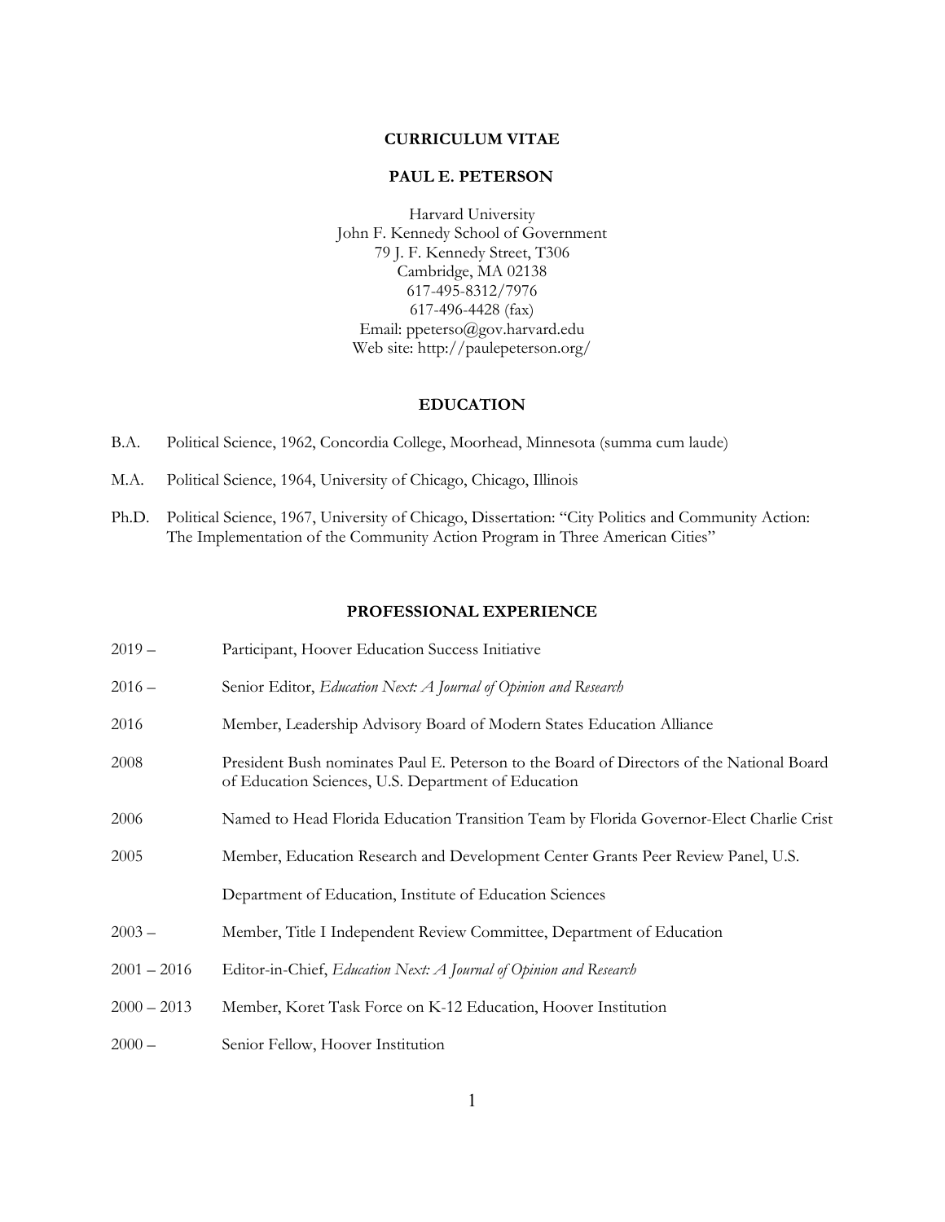# CURRICULUM VITAE

## PAUL E. PETERSON

Harvard University
John F. Kennedy School of Government
79 J. F. Kennedy Street, T306
Cambridge, MA 02138
617-495-8312/7976
617-496-4428 (fax)
Email: ppeterso@gov.harvard.edu
Web site: http://paulepeterson.org/

## EDUCATION

B.A. Political Science, 1962, Concordia College, Moorhead, Minnesota (summa cum laude)

M.A. Political Science, 1964, University of Chicago, Chicago, Illinois

Ph.D. Political Science, 1967, University of Chicago, Dissertation: "City Politics and Community Action: The Implementation of the Community Action Program in Three American Cities"

## PROFESSIONAL EXPERIENCE

2019 – Participant, Hoover Education Success Initiative

2016 – Senior Editor, *Education Next: A Journal of Opinion and Research*

2016 Member, Leadership Advisory Board of Modern States Education Alliance

2008 President Bush nominates Paul E. Peterson to the Board of Directors of the National Board of Education Sciences, U.S. Department of Education

2006 Named to Head Florida Education Transition Team by Florida Governor-Elect Charlie Crist

2005 Member, Education Research and Development Center Grants Peer Review Panel, U.S. Department of Education, Institute of Education Sciences

2003 – Member, Title I Independent Review Committee, Department of Education

2001 – 2016 Editor-in-Chief, *Education Next: A Journal of Opinion and Research*

2000 – 2013 Member, Koret Task Force on K-12 Education, Hoover Institution

2000 – Senior Fellow, Hoover Institution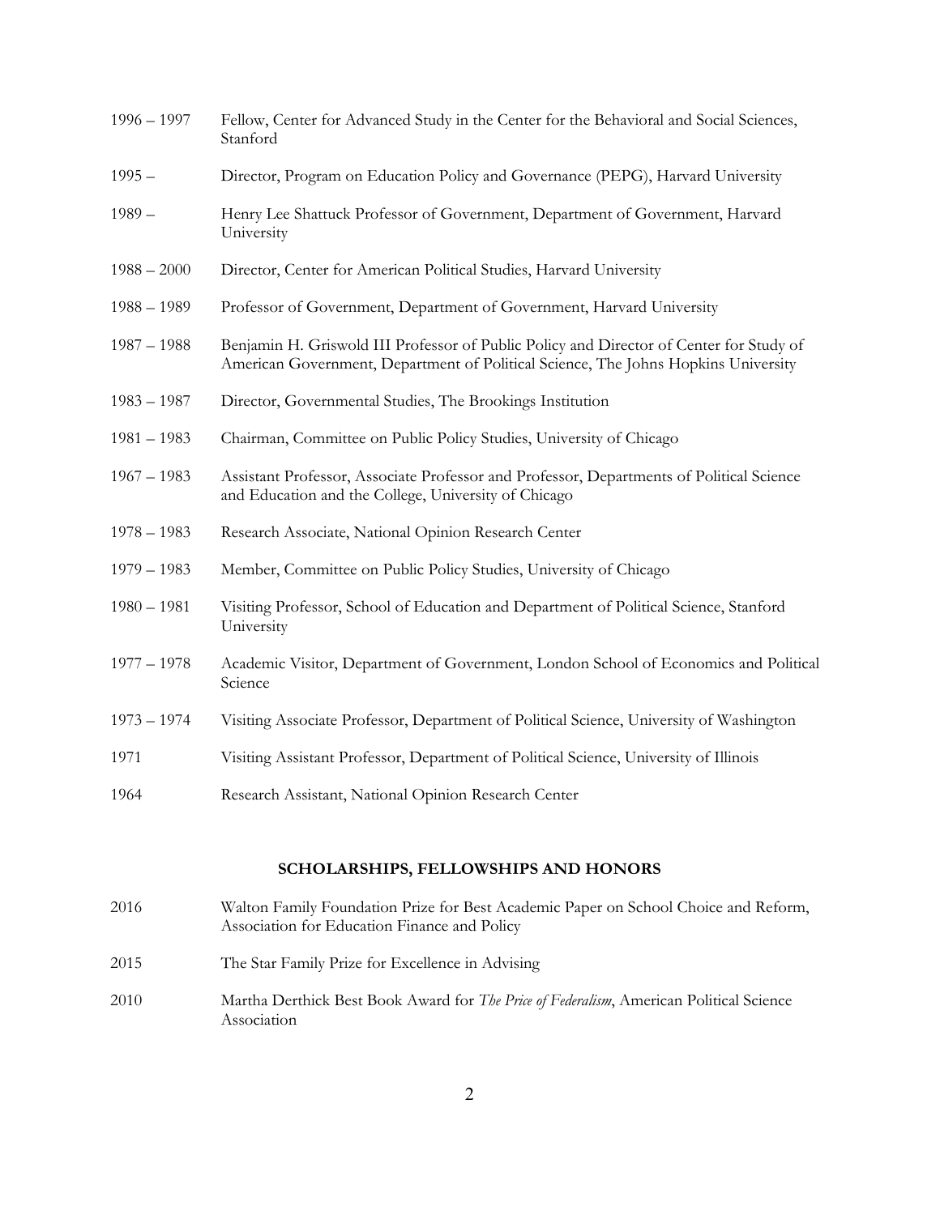1996 – 1997 Fellow, Center for Advanced Study in the Center for the Behavioral and Social Sciences, Stanford

1995 – Director, Program on Education Policy and Governance (PEPG), Harvard University

1989 – Henry Lee Shattuck Professor of Government, Department of Government, Harvard University

1988 – 2000 Director, Center for American Political Studies, Harvard University

1988 – 1989 Professor of Government, Department of Government, Harvard University

1987 – 1988 Benjamin H. Griswold III Professor of Public Policy and Director of Center for Study of American Government, Department of Political Science, The Johns Hopkins University

1983 – 1987 Director, Governmental Studies, The Brookings Institution

1981 – 1983 Chairman, Committee on Public Policy Studies, University of Chicago

1967 – 1983 Assistant Professor, Associate Professor and Professor, Departments of Political Science and Education and the College, University of Chicago

1978 – 1983 Research Associate, National Opinion Research Center

1979 – 1983 Member, Committee on Public Policy Studies, University of Chicago

1980 – 1981 Visiting Professor, School of Education and Department of Political Science, Stanford University

1977 – 1978 Academic Visitor, Department of Government, London School of Economics and Political Science

1973 – 1974 Visiting Associate Professor, Department of Political Science, University of Washington

1971 Visiting Assistant Professor, Department of Political Science, University of Illinois

1964 Research Assistant, National Opinion Research Center

## SCHOLARSHIPS, FELLOWSHIPS AND HONORS

2016 Walton Family Foundation Prize for Best Academic Paper on School Choice and Reform, Association for Education Finance and Policy

2015 The Star Family Prize for Excellence in Advising

2010 Martha Derthick Best Book Award for *The Price of Federalism*, American Political Science Association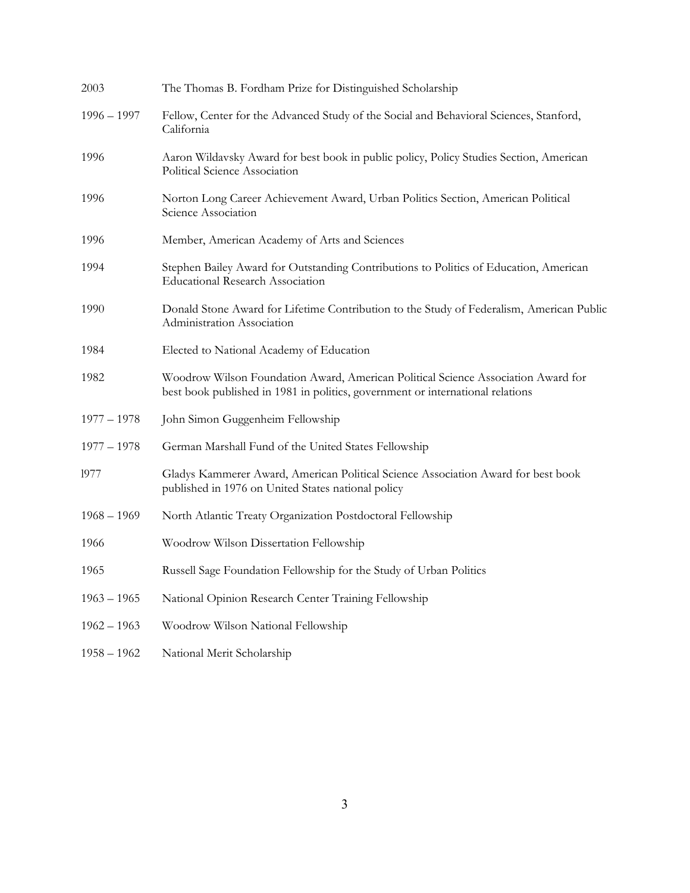| | |
|---|---|
| 2003 | The Thomas B. Fordham Prize for Distinguished Scholarship |
| 1996 – 1997 | Fellow, Center for the Advanced Study of the Social and Behavioral Sciences, Stanford, California |
| 1996 | Aaron Wildavsky Award for best book in public policy, Policy Studies Section, American Political Science Association |
| 1996 | Norton Long Career Achievement Award, Urban Politics Section, American Political Science Association |
| 1996 | Member, American Academy of Arts and Sciences |
| 1994 | Stephen Bailey Award for Outstanding Contributions to Politics of Education, American Educational Research Association |
| 1990 | Donald Stone Award for Lifetime Contribution to the Study of Federalism, American Public Administration Association |
| 1984 | Elected to National Academy of Education |
| 1982 | Woodrow Wilson Foundation Award, American Political Science Association Award for best book published in 1981 in politics, government or international relations |
| 1977 – 1978 | John Simon Guggenheim Fellowship |
| 1977 – 1978 | German Marshall Fund of the United States Fellowship |
| l977 | Gladys Kammerer Award, American Political Science Association Award for best book published in 1976 on United States national policy |
| 1968 – 1969 | North Atlantic Treaty Organization Postdoctoral Fellowship |
| 1966 | Woodrow Wilson Dissertation Fellowship |
| 1965 | Russell Sage Foundation Fellowship for the Study of Urban Politics |
| 1963 – 1965 | National Opinion Research Center Training Fellowship |
| 1962 – 1963 | Woodrow Wilson National Fellowship |
| 1958 – 1962 | National Merit Scholarship |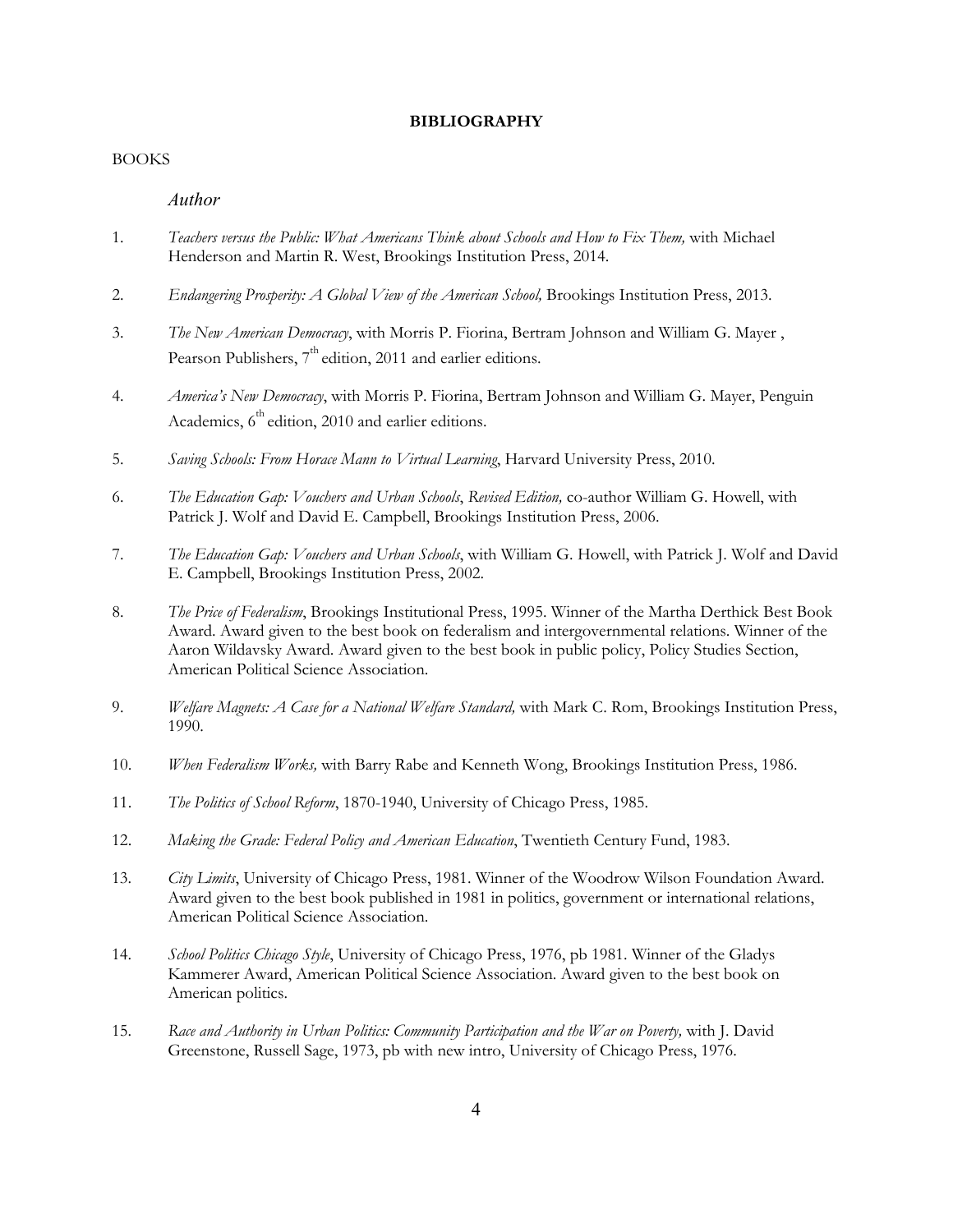**BIBLIOGRAPHY**

BOOKS

*Author*

1. *Teachers versus the Public: What Americans Think about Schools and How to Fix Them,* with Michael Henderson and Martin R. West, Brookings Institution Press, 2014.

2. *Endangering Prosperity: A Global View of the American School,* Brookings Institution Press, 2013.

3. *The New American Democracy*, with Morris P. Fiorina, Bertram Johnson and William G. Mayer , Pearson Publishers, 7th edition, 2011 and earlier editions.

4. *America's New Democracy*, with Morris P. Fiorina, Bertram Johnson and William G. Mayer, Penguin Academics, 6th edition, 2010 and earlier editions.

5. *Saving Schools: From Horace Mann to Virtual Learning*, Harvard University Press, 2010.

6. *The Education Gap: Vouchers and Urban Schools*, *Revised Edition,* co-author William G. Howell, with Patrick J. Wolf and David E. Campbell, Brookings Institution Press, 2006.

7. *The Education Gap: Vouchers and Urban Schools*, with William G. Howell, with Patrick J. Wolf and David E. Campbell, Brookings Institution Press, 2002.

8. *The Price of Federalism*, Brookings Institutional Press, 1995. Winner of the Martha Derthick Best Book Award. Award given to the best book on federalism and intergovernmental relations. Winner of the Aaron Wildavsky Award. Award given to the best book in public policy, Policy Studies Section, American Political Science Association.

9. *Welfare Magnets: A Case for a National Welfare Standard,* with Mark C. Rom, Brookings Institution Press, 1990.

10. *When Federalism Works,* with Barry Rabe and Kenneth Wong, Brookings Institution Press, 1986.

11. *The Politics of School Reform*, 1870-1940, University of Chicago Press, 1985.

12. *Making the Grade: Federal Policy and American Education*, Twentieth Century Fund, 1983.

13. *City Limits*, University of Chicago Press, 1981. Winner of the Woodrow Wilson Foundation Award. Award given to the best book published in 1981 in politics, government or international relations, American Political Science Association.

14. *School Politics Chicago Style*, University of Chicago Press, 1976, pb 1981. Winner of the Gladys Kammerer Award, American Political Science Association. Award given to the best book on American politics.

15. *Race and Authority in Urban Politics: Community Participation and the War on Poverty,* with J. David Greenstone, Russell Sage, 1973, pb with new intro, University of Chicago Press, 1976.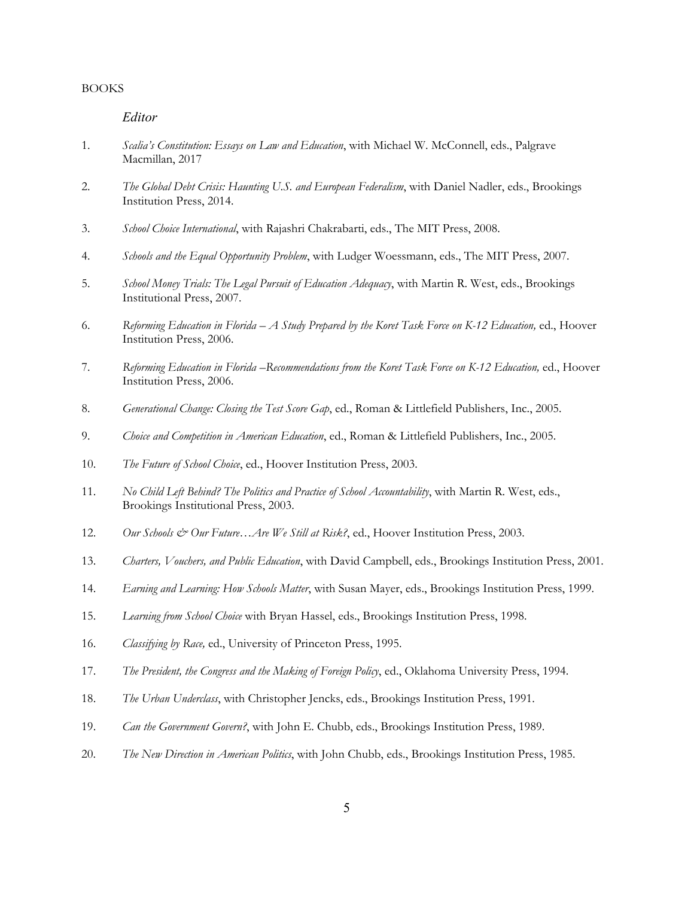BOOKS

### *Editor*

1. *Scalia's Constitution: Essays on Law and Education*, with Michael W. McConnell, eds., Palgrave Macmillan, 2017

2. *The Global Debt Crisis: Haunting U.S. and European Federalism*, with Daniel Nadler, eds., Brookings Institution Press, 2014.

3. *School Choice International*, with Rajashri Chakrabarti, eds., The MIT Press, 2008.

4. *Schools and the Equal Opportunity Problem*, with Ludger Woessmann, eds., The MIT Press, 2007.

5. *School Money Trials: The Legal Pursuit of Education Adequacy*, with Martin R. West, eds., Brookings Institutional Press, 2007.

6. *Reforming Education in Florida – A Study Prepared by the Koret Task Force on K-12 Education,* ed., Hoover Institution Press, 2006.

7. *Reforming Education in Florida –Recommendations from the Koret Task Force on K-12 Education,* ed., Hoover Institution Press, 2006.

8. *Generational Change: Closing the Test Score Gap*, ed., Roman & Littlefield Publishers, Inc., 2005.

9. *Choice and Competition in American Education*, ed., Roman & Littlefield Publishers, Inc., 2005.

10. *The Future of School Choice*, ed., Hoover Institution Press, 2003.

11. *No Child Left Behind? The Politics and Practice of School Accountability*, with Martin R. West, eds., Brookings Institutional Press, 2003.

12. *Our Schools & Our Future…Are We Still at Risk?*, ed., Hoover Institution Press, 2003.

13. *Charters, Vouchers, and Public Education*, with David Campbell, eds., Brookings Institution Press, 2001.

14. *Earning and Learning: How Schools Matter*, with Susan Mayer, eds., Brookings Institution Press, 1999.

15. *Learning from School Choice* with Bryan Hassel, eds., Brookings Institution Press, 1998.

16. *Classifying by Race,* ed., University of Princeton Press, 1995.

17. *The President, the Congress and the Making of Foreign Policy*, ed., Oklahoma University Press, 1994.

18. *The Urban Underclass*, with Christopher Jencks, eds., Brookings Institution Press, 1991.

19. *Can the Government Govern?*, with John E. Chubb, eds., Brookings Institution Press, 1989.

20. *The New Direction in American Politics*, with John Chubb, eds., Brookings Institution Press, 1985.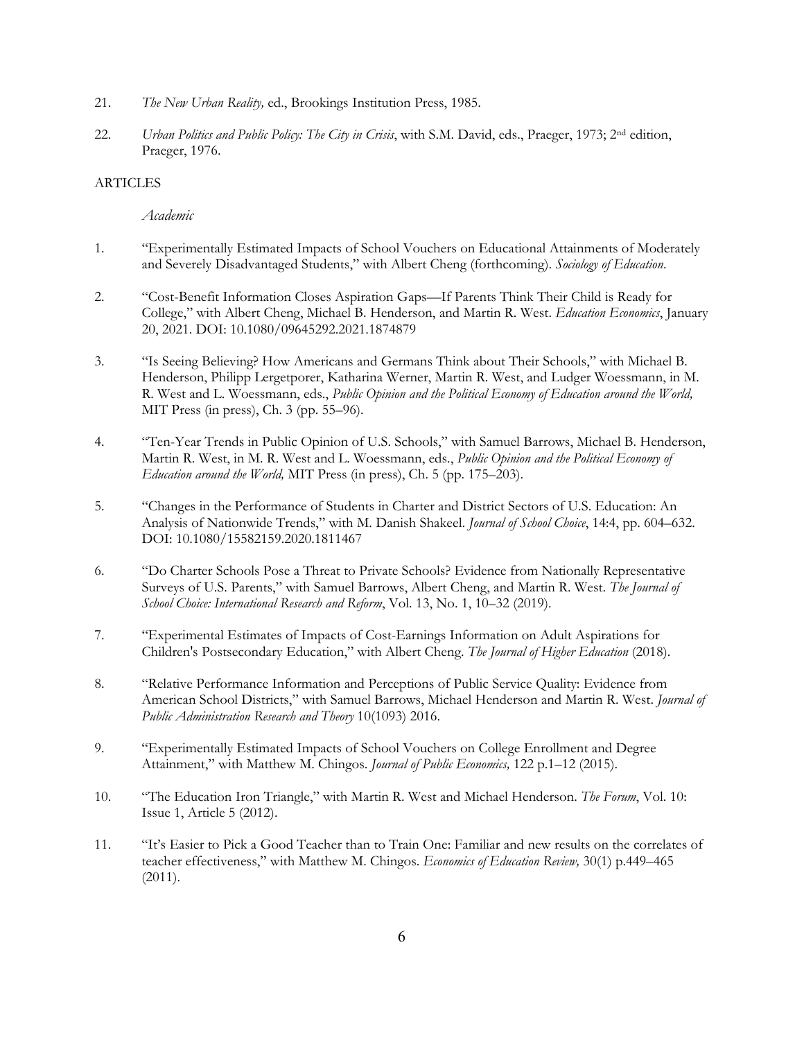21. *The New Urban Reality,* ed., Brookings Institution Press, 1985.

22. *Urban Politics and Public Policy: The City in Crisis*, with S.M. David, eds., Praeger, 1973; 2nd edition, Praeger, 1976.

ARTICLES

*Academic*

1. "Experimentally Estimated Impacts of School Vouchers on Educational Attainments of Moderately and Severely Disadvantaged Students," with Albert Cheng (forthcoming). *Sociology of Education*.

2. "Cost-Benefit Information Closes Aspiration Gaps—If Parents Think Their Child is Ready for College," with Albert Cheng, Michael B. Henderson, and Martin R. West. *Education Economics*, January 20, 2021. DOI: 10.1080/09645292.2021.1874879

3. "Is Seeing Believing? How Americans and Germans Think about Their Schools," with Michael B. Henderson, Philipp Lergetporer, Katharina Werner, Martin R. West, and Ludger Woessmann, in M. R. West and L. Woessmann, eds., *Public Opinion and the Political Economy of Education around the World,* MIT Press (in press), Ch. 3 (pp. 55–96).

4. "Ten-Year Trends in Public Opinion of U.S. Schools," with Samuel Barrows, Michael B. Henderson, Martin R. West, in M. R. West and L. Woessmann, eds., *Public Opinion and the Political Economy of Education around the World,* MIT Press (in press), Ch. 5 (pp. 175–203).

5. "Changes in the Performance of Students in Charter and District Sectors of U.S. Education: An Analysis of Nationwide Trends," with M. Danish Shakeel. *Journal of School Choice*, 14:4, pp. 604–632. DOI: 10.1080/15582159.2020.1811467

6. "Do Charter Schools Pose a Threat to Private Schools? Evidence from Nationally Representative Surveys of U.S. Parents," with Samuel Barrows, Albert Cheng, and Martin R. West. *The Journal of School Choice: International Research and Reform*, Vol. 13, No. 1, 10–32 (2019).

7. "Experimental Estimates of Impacts of Cost-Earnings Information on Adult Aspirations for Children's Postsecondary Education," with Albert Cheng. *The Journal of Higher Education* (2018).

8. "Relative Performance Information and Perceptions of Public Service Quality: Evidence from American School Districts," with Samuel Barrows, Michael Henderson and Martin R. West. *Journal of Public Administration Research and Theory* 10(1093) 2016.

9. "Experimentally Estimated Impacts of School Vouchers on College Enrollment and Degree Attainment," with Matthew M. Chingos. *Journal of Public Economics,* 122 p.1–12 (2015).

10. "The Education Iron Triangle," with Martin R. West and Michael Henderson. *The Forum*, Vol. 10: Issue 1, Article 5 (2012).

11. "It's Easier to Pick a Good Teacher than to Train One: Familiar and new results on the correlates of teacher effectiveness," with Matthew M. Chingos. *Economics of Education Review,* 30(1) p.449–465 (2011).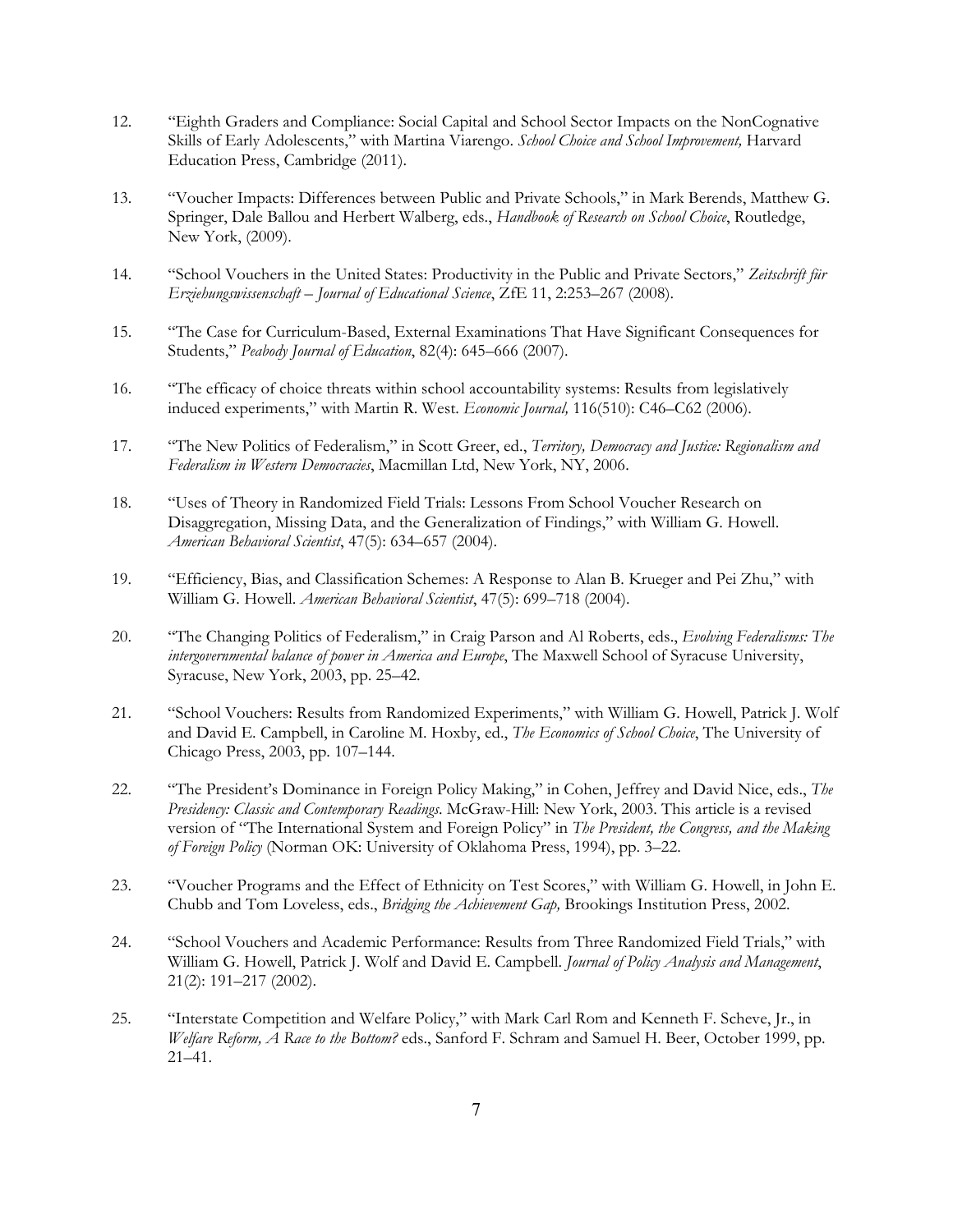12. "Eighth Graders and Compliance: Social Capital and School Sector Impacts on the NonCognative Skills of Early Adolescents," with Martina Viarengo. *School Choice and School Improvement,* Harvard Education Press, Cambridge (2011).

13. "Voucher Impacts: Differences between Public and Private Schools," in Mark Berends, Matthew G. Springer, Dale Ballou and Herbert Walberg, eds., *Handbook of Research on School Choice*, Routledge, New York, (2009).

14. "School Vouchers in the United States: Productivity in the Public and Private Sectors," *Zeitschrift für Erziehungswissenschaft – Journal of Educational Science*, ZfE 11, 2:253–267 (2008).

15. "The Case for Curriculum-Based, External Examinations That Have Significant Consequences for Students," *Peabody Journal of Education*, 82(4): 645–666 (2007).

16. "The efficacy of choice threats within school accountability systems: Results from legislatively induced experiments," with Martin R. West. *Economic Journal,* 116(510): C46–C62 (2006).

17. "The New Politics of Federalism," in Scott Greer, ed., *Territory, Democracy and Justice: Regionalism and Federalism in Western Democracies*, Macmillan Ltd, New York, NY, 2006.

18. "Uses of Theory in Randomized Field Trials: Lessons From School Voucher Research on Disaggregation, Missing Data, and the Generalization of Findings," with William G. Howell. *American Behavioral Scientist*, 47(5): 634–657 (2004).

19. "Efficiency, Bias, and Classification Schemes: A Response to Alan B. Krueger and Pei Zhu," with William G. Howell. *American Behavioral Scientist*, 47(5): 699–718 (2004).

20. "The Changing Politics of Federalism," in Craig Parson and Al Roberts, eds., *Evolving Federalisms: The intergovernmental balance of power in America and Europe*, The Maxwell School of Syracuse University, Syracuse, New York, 2003, pp. 25–42.

21. "School Vouchers: Results from Randomized Experiments," with William G. Howell, Patrick J. Wolf and David E. Campbell, in Caroline M. Hoxby, ed., *The Economics of School Choice*, The University of Chicago Press, 2003, pp. 107–144.

22. "The President's Dominance in Foreign Policy Making," in Cohen, Jeffrey and David Nice, eds., *The Presidency: Classic and Contemporary Readings*. McGraw-Hill: New York, 2003. This article is a revised version of "The International System and Foreign Policy" in *The President, the Congress, and the Making of Foreign Policy* (Norman OK: University of Oklahoma Press, 1994), pp. 3–22.

23. "Voucher Programs and the Effect of Ethnicity on Test Scores," with William G. Howell, in John E. Chubb and Tom Loveless, eds., *Bridging the Achievement Gap,* Brookings Institution Press, 2002.

24. "School Vouchers and Academic Performance: Results from Three Randomized Field Trials," with William G. Howell, Patrick J. Wolf and David E. Campbell. *Journal of Policy Analysis and Management*, 21(2): 191–217 (2002).

25. "Interstate Competition and Welfare Policy," with Mark Carl Rom and Kenneth F. Scheve, Jr., in *Welfare Reform, A Race to the Bottom?* eds., Sanford F. Schram and Samuel H. Beer, October 1999, pp. 21–41.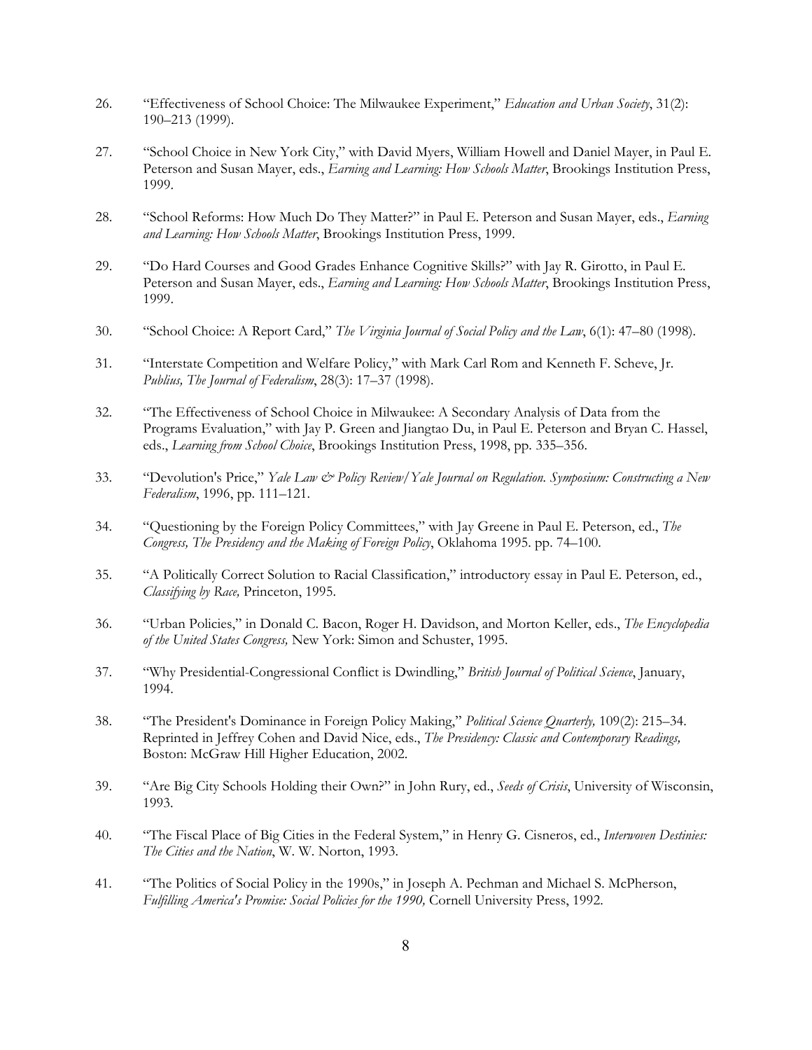26. "Effectiveness of School Choice: The Milwaukee Experiment," *Education and Urban Society*, 31(2): 190–213 (1999).

27. "School Choice in New York City," with David Myers, William Howell and Daniel Mayer, in Paul E. Peterson and Susan Mayer, eds., *Earning and Learning: How Schools Matter*, Brookings Institution Press, 1999.

28. "School Reforms: How Much Do They Matter?" in Paul E. Peterson and Susan Mayer, eds., *Earning and Learning: How Schools Matter*, Brookings Institution Press, 1999.

29. "Do Hard Courses and Good Grades Enhance Cognitive Skills?" with Jay R. Girotto, in Paul E. Peterson and Susan Mayer, eds., *Earning and Learning: How Schools Matter*, Brookings Institution Press, 1999.

30. "School Choice: A Report Card," *The Virginia Journal of Social Policy and the Law*, 6(1): 47–80 (1998).

31. "Interstate Competition and Welfare Policy," with Mark Carl Rom and Kenneth F. Scheve, Jr. *Publius, The Journal of Federalism*, 28(3): 17–37 (1998).

32. "The Effectiveness of School Choice in Milwaukee: A Secondary Analysis of Data from the Programs Evaluation," with Jay P. Green and Jiangtao Du, in Paul E. Peterson and Bryan C. Hassel, eds., *Learning from School Choice*, Brookings Institution Press, 1998, pp. 335–356.

33. "Devolution's Price," *Yale Law & Policy Review/Yale Journal on Regulation. Symposium: Constructing a New Federalism*, 1996, pp. 111–121.

34. "Questioning by the Foreign Policy Committees," with Jay Greene in Paul E. Peterson, ed., *The Congress, The Presidency and the Making of Foreign Policy*, Oklahoma 1995. pp. 74–100.

35. "A Politically Correct Solution to Racial Classification," introductory essay in Paul E. Peterson, ed., *Classifying by Race,* Princeton, 1995.

36. "Urban Policies," in Donald C. Bacon, Roger H. Davidson, and Morton Keller, eds., *The Encyclopedia of the United States Congress,* New York: Simon and Schuster, 1995.

37. "Why Presidential-Congressional Conflict is Dwindling," *British Journal of Political Science*, January, 1994.

38. "The President's Dominance in Foreign Policy Making," *Political Science Quarterly,* 109(2): 215–34. Reprinted in Jeffrey Cohen and David Nice, eds., *The Presidency: Classic and Contemporary Readings,* Boston: McGraw Hill Higher Education, 2002.

39. "Are Big City Schools Holding their Own?" in John Rury, ed., *Seeds of Crisis*, University of Wisconsin, 1993.

40. "The Fiscal Place of Big Cities in the Federal System," in Henry G. Cisneros, ed., *Interwoven Destinies: The Cities and the Nation*, W. W. Norton, 1993.

41. "The Politics of Social Policy in the 1990s," in Joseph A. Pechman and Michael S. McPherson, *Fulfilling America's Promise: Social Policies for the 1990,* Cornell University Press, 1992.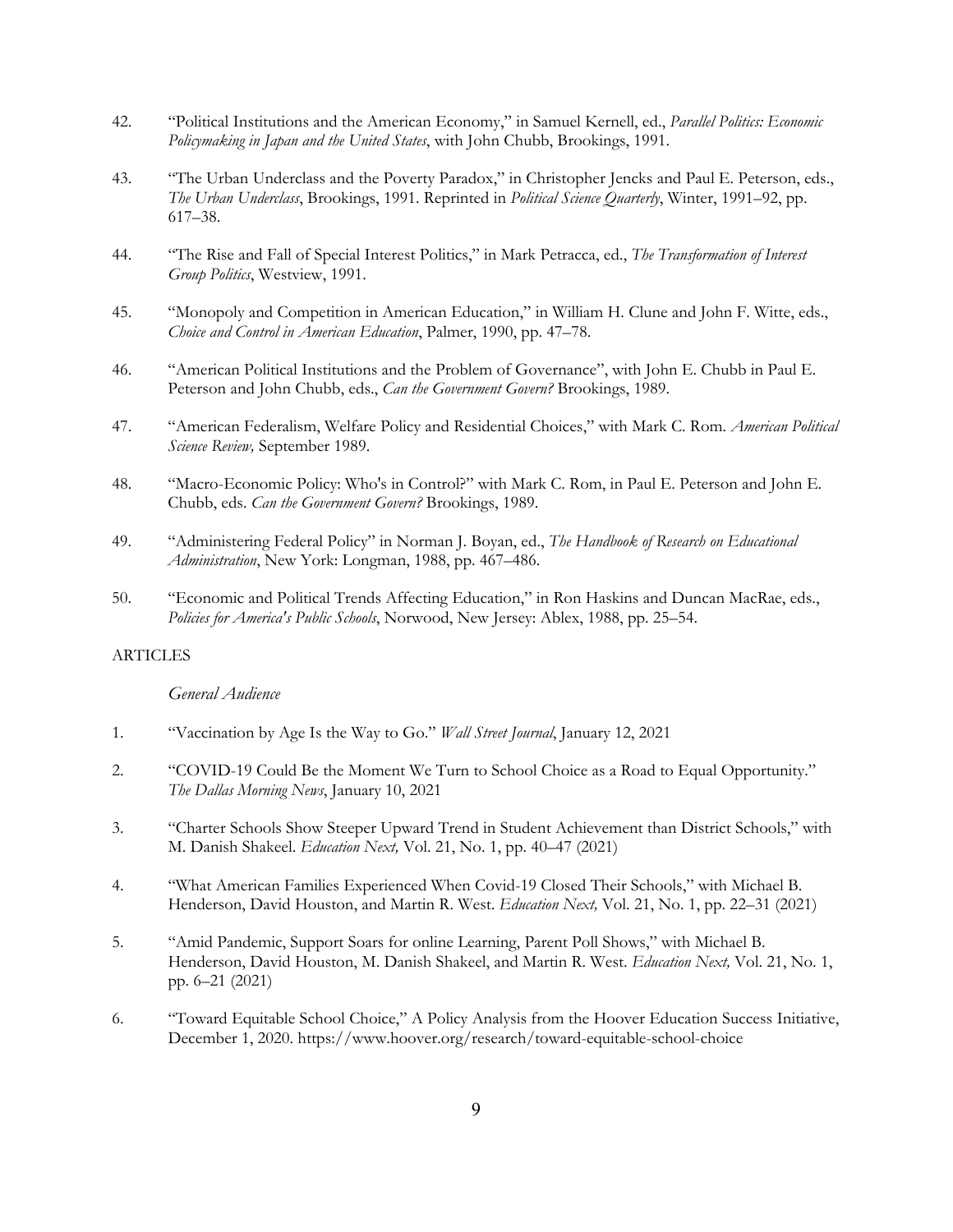42. "Political Institutions and the American Economy," in Samuel Kernell, ed., *Parallel Politics: Economic Policymaking in Japan and the United States*, with John Chubb, Brookings, 1991.

43. "The Urban Underclass and the Poverty Paradox," in Christopher Jencks and Paul E. Peterson, eds., *The Urban Underclass*, Brookings, 1991. Reprinted in *Political Science Quarterly*, Winter, 1991–92, pp. 617–38.

44. "The Rise and Fall of Special Interest Politics," in Mark Petracca, ed., *The Transformation of Interest Group Politics*, Westview, 1991.

45. "Monopoly and Competition in American Education," in William H. Clune and John F. Witte, eds., *Choice and Control in American Education*, Palmer, 1990, pp. 47–78.

46. "American Political Institutions and the Problem of Governance", with John E. Chubb in Paul E. Peterson and John Chubb, eds., *Can the Government Govern?* Brookings, 1989.

47. "American Federalism, Welfare Policy and Residential Choices," with Mark C. Rom. *American Political Science Review,* September 1989.

48. "Macro-Economic Policy: Who's in Control?" with Mark C. Rom, in Paul E. Peterson and John E. Chubb, eds. *Can the Government Govern?* Brookings, 1989.

49. "Administering Federal Policy" in Norman J. Boyan, ed., *The Handbook of Research on Educational Administration*, New York: Longman, 1988, pp. 467–486.

50. "Economic and Political Trends Affecting Education," in Ron Haskins and Duncan MacRae, eds., *Policies for America's Public Schools*, Norwood, New Jersey: Ablex, 1988, pp. 25–54.

ARTICLES

*General Audience*

1. "Vaccination by Age Is the Way to Go." *Wall Street Journal*, January 12, 2021

2. "COVID-19 Could Be the Moment We Turn to School Choice as a Road to Equal Opportunity." *The Dallas Morning News*, January 10, 2021

3. "Charter Schools Show Steeper Upward Trend in Student Achievement than District Schools," with M. Danish Shakeel. *Education Next,* Vol. 21, No. 1, pp. 40–47 (2021)

4. "What American Families Experienced When Covid-19 Closed Their Schools," with Michael B. Henderson, David Houston, and Martin R. West. *Education Next,* Vol. 21, No. 1, pp. 22–31 (2021)

5. "Amid Pandemic, Support Soars for online Learning, Parent Poll Shows," with Michael B. Henderson, David Houston, M. Danish Shakeel, and Martin R. West. *Education Next,* Vol. 21, No. 1, pp. 6–21 (2021)

6. "Toward Equitable School Choice," A Policy Analysis from the Hoover Education Success Initiative, December 1, 2020. https://www.hoover.org/research/toward-equitable-school-choice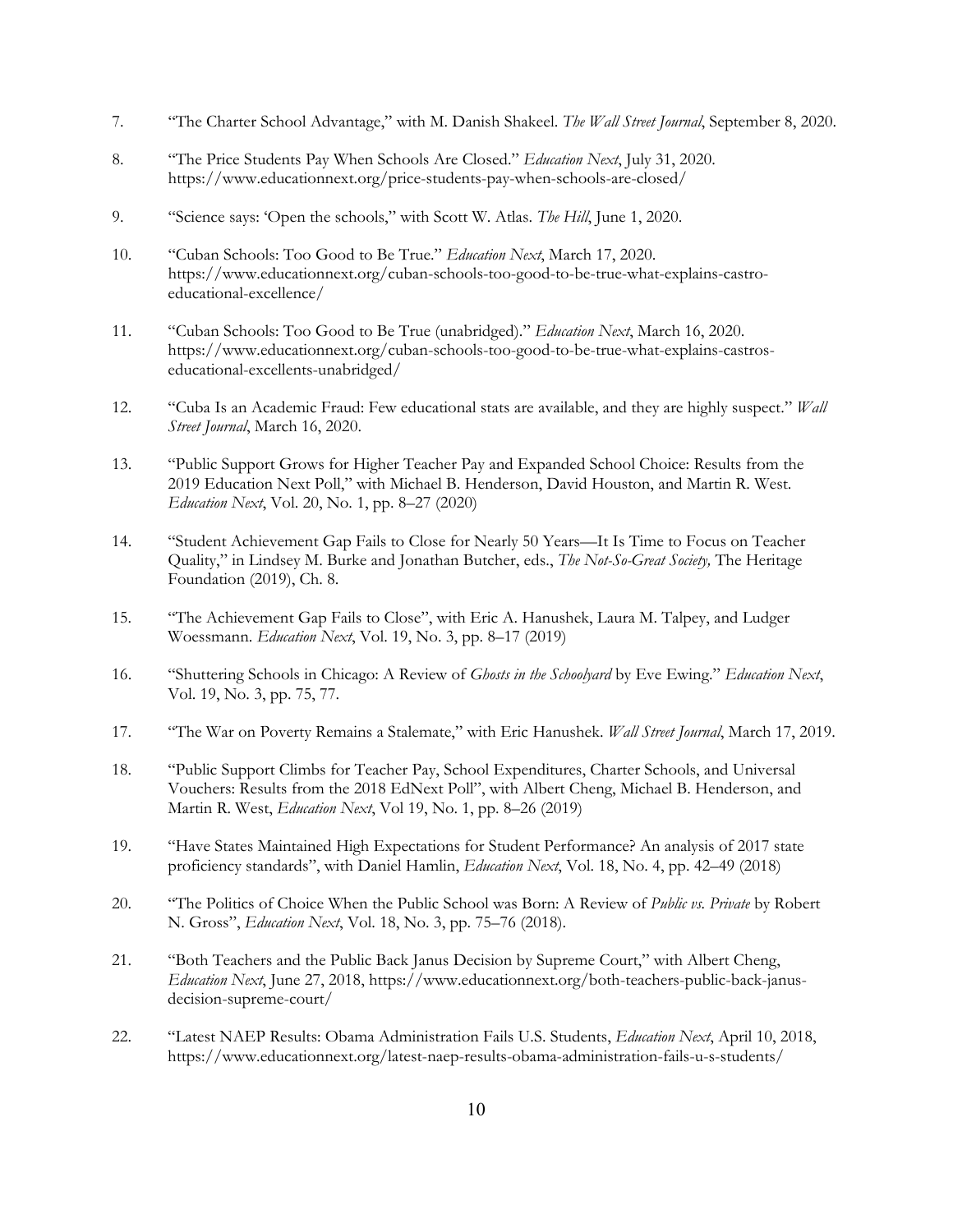7. "The Charter School Advantage," with M. Danish Shakeel. *The Wall Street Journal*, September 8, 2020.

8. "The Price Students Pay When Schools Are Closed." *Education Next*, July 31, 2020. https://www.educationnext.org/price-students-pay-when-schools-are-closed/

9. "Science says: 'Open the schools," with Scott W. Atlas. *The Hill*, June 1, 2020.

10. "Cuban Schools: Too Good to Be True." *Education Next*, March 17, 2020. https://www.educationnext.org/cuban-schools-too-good-to-be-true-what-explains-castro-educational-excellence/

11. "Cuban Schools: Too Good to Be True (unabridged)." *Education Next*, March 16, 2020. https://www.educationnext.org/cuban-schools-too-good-to-be-true-what-explains-castros-educational-excellents-unabridged/

12. "Cuba Is an Academic Fraud: Few educational stats are available, and they are highly suspect." *Wall Street Journal*, March 16, 2020.

13. "Public Support Grows for Higher Teacher Pay and Expanded School Choice: Results from the 2019 Education Next Poll," with Michael B. Henderson, David Houston, and Martin R. West. *Education Next*, Vol. 20, No. 1, pp. 8–27 (2020)

14. "Student Achievement Gap Fails to Close for Nearly 50 Years—It Is Time to Focus on Teacher Quality," in Lindsey M. Burke and Jonathan Butcher, eds., *The Not-So-Great Society,* The Heritage Foundation (2019), Ch. 8.

15. "The Achievement Gap Fails to Close", with Eric A. Hanushek, Laura M. Talpey, and Ludger Woessmann. *Education Next*, Vol. 19, No. 3, pp. 8–17 (2019)

16. "Shuttering Schools in Chicago: A Review of *Ghosts in the Schoolyard* by Eve Ewing." *Education Next*, Vol. 19, No. 3, pp. 75, 77.

17. "The War on Poverty Remains a Stalemate," with Eric Hanushek. *Wall Street Journal*, March 17, 2019.

18. "Public Support Climbs for Teacher Pay, School Expenditures, Charter Schools, and Universal Vouchers: Results from the 2018 EdNext Poll", with Albert Cheng, Michael B. Henderson, and Martin R. West, *Education Next*, Vol 19, No. 1, pp. 8–26 (2019)

19. "Have States Maintained High Expectations for Student Performance? An analysis of 2017 state proficiency standards", with Daniel Hamlin, *Education Next*, Vol. 18, No. 4, pp. 42–49 (2018)

20. "The Politics of Choice When the Public School was Born: A Review of *Public vs. Private* by Robert N. Gross", *Education Next*, Vol. 18, No. 3, pp. 75–76 (2018).

21. "Both Teachers and the Public Back Janus Decision by Supreme Court," with Albert Cheng, *Education Next*, June 27, 2018, https://www.educationnext.org/both-teachers-public-back-janus-decision-supreme-court/

22. "Latest NAEP Results: Obama Administration Fails U.S. Students, *Education Next*, April 10, 2018, https://www.educationnext.org/latest-naep-results-obama-administration-fails-u-s-students/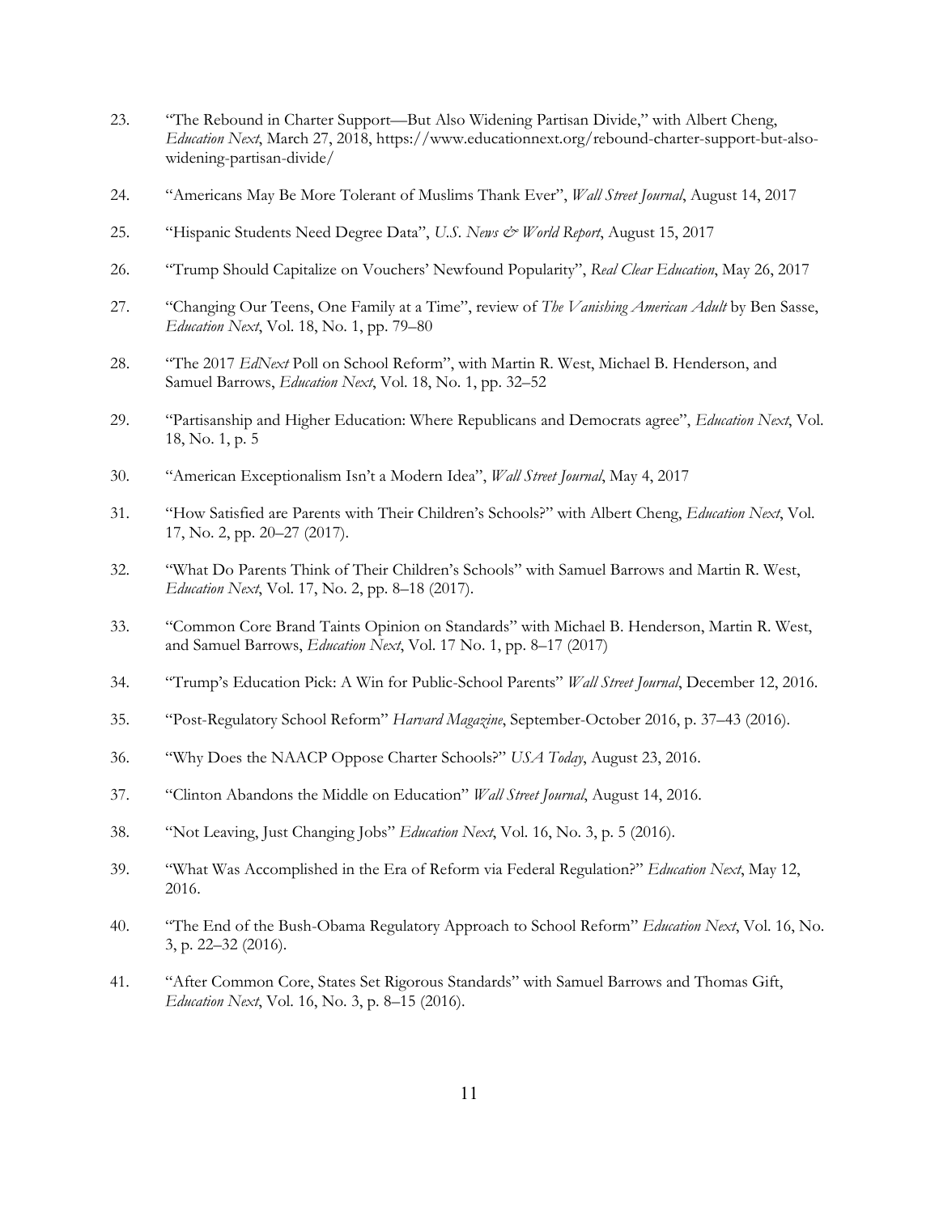23. "The Rebound in Charter Support—But Also Widening Partisan Divide," with Albert Cheng, *Education Next*, March 27, 2018, https://www.educationnext.org/rebound-charter-support-but-also-widening-partisan-divide/

24. "Americans May Be More Tolerant of Muslims Thank Ever", *Wall Street Journal*, August 14, 2017

25. "Hispanic Students Need Degree Data", *U.S. News & World Report*, August 15, 2017

26. "Trump Should Capitalize on Vouchers' Newfound Popularity", *Real Clear Education*, May 26, 2017

27. "Changing Our Teens, One Family at a Time", review of *The Vanishing American Adult* by Ben Sasse, *Education Next*, Vol. 18, No. 1, pp. 79–80

28. "The 2017 *EdNext* Poll on School Reform", with Martin R. West, Michael B. Henderson, and Samuel Barrows, *Education Next*, Vol. 18, No. 1, pp. 32–52

29. "Partisanship and Higher Education: Where Republicans and Democrats agree", *Education Next*, Vol. 18, No. 1, p. 5

30. "American Exceptionalism Isn't a Modern Idea", *Wall Street Journal*, May 4, 2017

31. "How Satisfied are Parents with Their Children's Schools?" with Albert Cheng, *Education Next*, Vol. 17, No. 2, pp. 20–27 (2017).

32. "What Do Parents Think of Their Children's Schools" with Samuel Barrows and Martin R. West, *Education Next*, Vol. 17, No. 2, pp. 8–18 (2017).

33. "Common Core Brand Taints Opinion on Standards" with Michael B. Henderson, Martin R. West, and Samuel Barrows, *Education Next*, Vol. 17 No. 1, pp. 8–17 (2017)

34. "Trump's Education Pick: A Win for Public-School Parents" *Wall Street Journal*, December 12, 2016.

35. "Post-Regulatory School Reform" *Harvard Magazine*, September-October 2016, p. 37–43 (2016).

36. "Why Does the NAACP Oppose Charter Schools?" *USA Today*, August 23, 2016.

37. "Clinton Abandons the Middle on Education" *Wall Street Journal*, August 14, 2016.

38. "Not Leaving, Just Changing Jobs" *Education Next*, Vol. 16, No. 3, p. 5 (2016).

39. "What Was Accomplished in the Era of Reform via Federal Regulation?" *Education Next*, May 12, 2016.

40. "The End of the Bush-Obama Regulatory Approach to School Reform" *Education Next*, Vol. 16, No. 3, p. 22–32 (2016).

41. "After Common Core, States Set Rigorous Standards" with Samuel Barrows and Thomas Gift, *Education Next*, Vol. 16, No. 3, p. 8–15 (2016).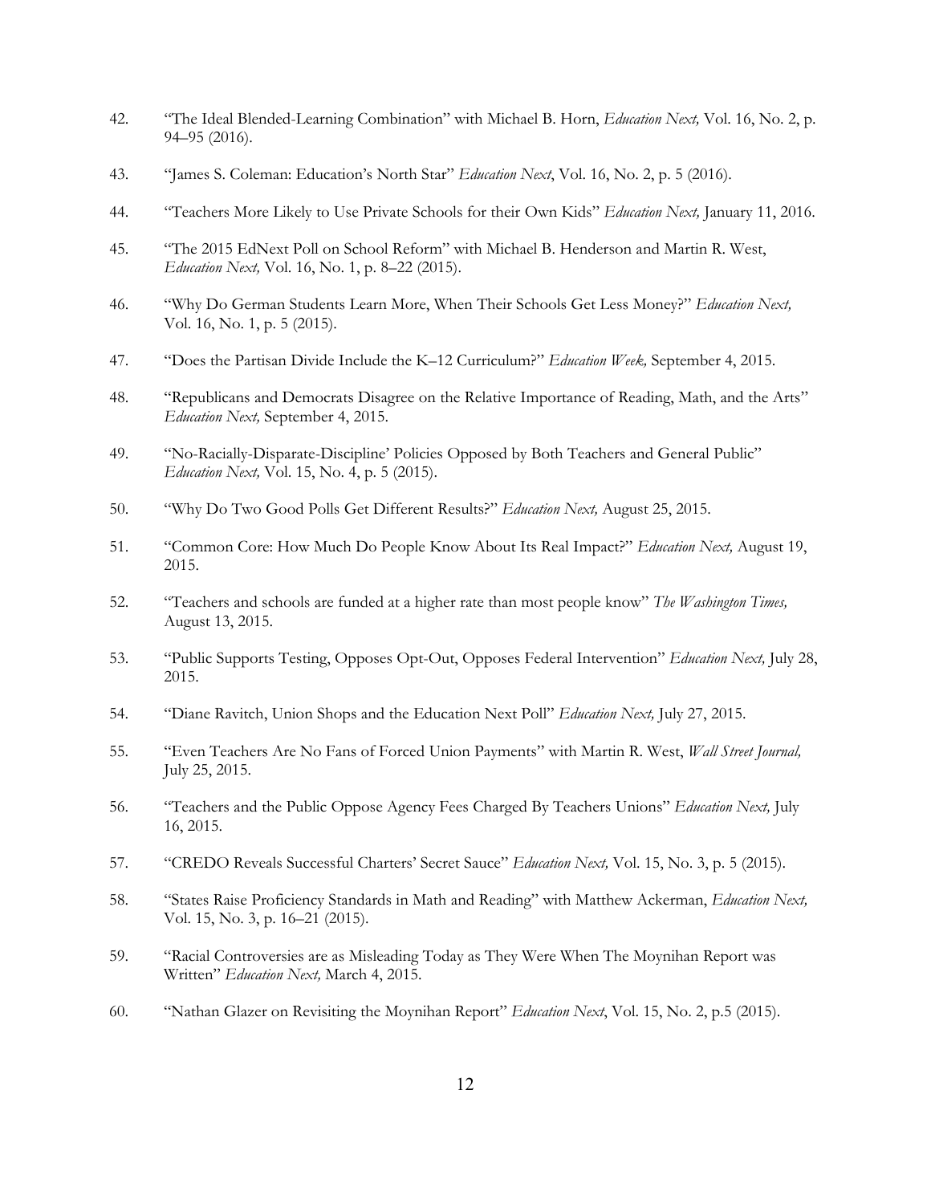42. "The Ideal Blended-Learning Combination" with Michael B. Horn, *Education Next,* Vol. 16, No. 2, p. 94–95 (2016).

43. "James S. Coleman: Education's North Star" *Education Next*, Vol. 16, No. 2, p. 5 (2016).

44. "Teachers More Likely to Use Private Schools for their Own Kids" *Education Next,* January 11, 2016.

45. "The 2015 EdNext Poll on School Reform" with Michael B. Henderson and Martin R. West, *Education Next,* Vol. 16, No. 1, p. 8–22 (2015).

46. "Why Do German Students Learn More, When Their Schools Get Less Money?" *Education Next,* Vol. 16, No. 1, p. 5 (2015).

47. "Does the Partisan Divide Include the K–12 Curriculum?" *Education Week,* September 4, 2015.

48. "Republicans and Democrats Disagree on the Relative Importance of Reading, Math, and the Arts" *Education Next,* September 4, 2015.

49. "No-Racially-Disparate-Discipline' Policies Opposed by Both Teachers and General Public" *Education Next,* Vol. 15, No. 4, p. 5 (2015).

50. "Why Do Two Good Polls Get Different Results?" *Education Next,* August 25, 2015.

51. "Common Core: How Much Do People Know About Its Real Impact?" *Education Next,* August 19, 2015.

52. "Teachers and schools are funded at a higher rate than most people know" *The Washington Times,* August 13, 2015.

53. "Public Supports Testing, Opposes Opt-Out, Opposes Federal Intervention" *Education Next,* July 28, 2015.

54. "Diane Ravitch, Union Shops and the Education Next Poll" *Education Next,* July 27, 2015.

55. "Even Teachers Are No Fans of Forced Union Payments" with Martin R. West, *Wall Street Journal,* July 25, 2015.

56. "Teachers and the Public Oppose Agency Fees Charged By Teachers Unions" *Education Next,* July 16, 2015.

57. "CREDO Reveals Successful Charters' Secret Sauce" *Education Next,* Vol. 15, No. 3, p. 5 (2015).

58. "States Raise Proficiency Standards in Math and Reading" with Matthew Ackerman, *Education Next,* Vol. 15, No. 3, p. 16–21 (2015).

59. "Racial Controversies are as Misleading Today as They Were When The Moynihan Report was Written" *Education Next,* March 4, 2015.

60. "Nathan Glazer on Revisiting the Moynihan Report" *Education Next*, Vol. 15, No. 2, p.5 (2015).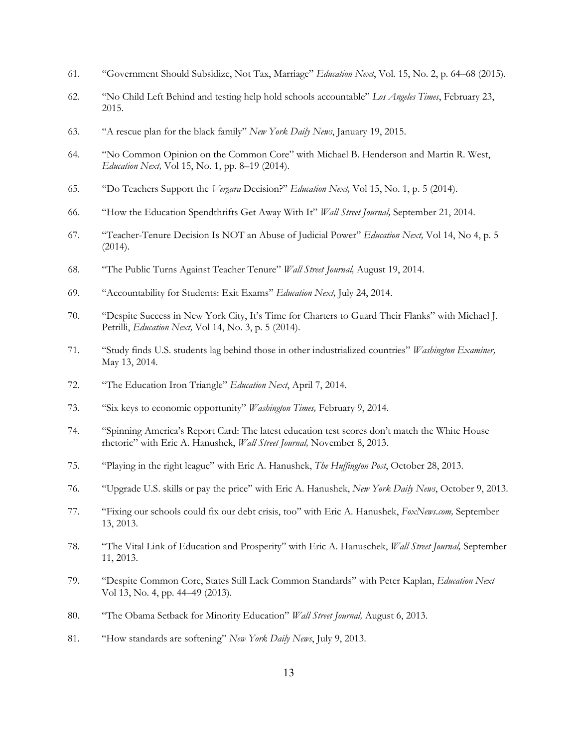61. "Government Should Subsidize, Not Tax, Marriage" *Education Next*, Vol. 15, No. 2, p. 64–68 (2015).

62. "No Child Left Behind and testing help hold schools accountable" *Los Angeles Times*, February 23, 2015.

63. "A rescue plan for the black family" *New York Daily News*, January 19, 2015.

64. "No Common Opinion on the Common Core" with Michael B. Henderson and Martin R. West, *Education Next,* Vol 15, No. 1, pp. 8–19 (2014).

65. "Do Teachers Support the *Vergara* Decision?" *Education Next,* Vol 15, No. 1, p. 5 (2014).

66. "How the Education Spendthrifts Get Away With It" *Wall Street Journal,* September 21, 2014.

67. "Teacher-Tenure Decision Is NOT an Abuse of Judicial Power" *Education Next,* Vol 14, No 4, p. 5 (2014).

68. "The Public Turns Against Teacher Tenure" *Wall Street Journal,* August 19, 2014.

69. "Accountability for Students: Exit Exams" *Education Next,* July 24, 2014.

70. "Despite Success in New York City, It's Time for Charters to Guard Their Flanks" with Michael J. Petrilli, *Education Next,* Vol 14, No. 3, p. 5 (2014).

71. "Study finds U.S. students lag behind those in other industrialized countries" *Washington Examiner,* May 13, 2014.

72. "The Education Iron Triangle" *Education Next*, April 7, 2014.

73. "Six keys to economic opportunity" *Washington Times,* February 9, 2014.

74. "Spinning America's Report Card: The latest education test scores don't match the White House rhetoric" with Eric A. Hanushek, *Wall Street Journal,* November 8, 2013.

75. "Playing in the right league" with Eric A. Hanushek, *The Huffington Post*, October 28, 2013.

76. "Upgrade U.S. skills or pay the price" with Eric A. Hanushek, *New York Daily News*, October 9, 2013.

77. "Fixing our schools could fix our debt crisis, too" with Eric A. Hanushek, *FoxNews.com,* September 13, 2013.

78. "The Vital Link of Education and Prosperity" with Eric A. Hanuschek, *Wall Street Journal,* September 11, 2013.

79. "Despite Common Core, States Still Lack Common Standards" with Peter Kaplan, *Education Next* Vol 13, No. 4, pp. 44–49 (2013).

80. "The Obama Setback for Minority Education" *Wall Street Journal,* August 6, 2013.

81. "How standards are softening" *New York Daily News*, July 9, 2013.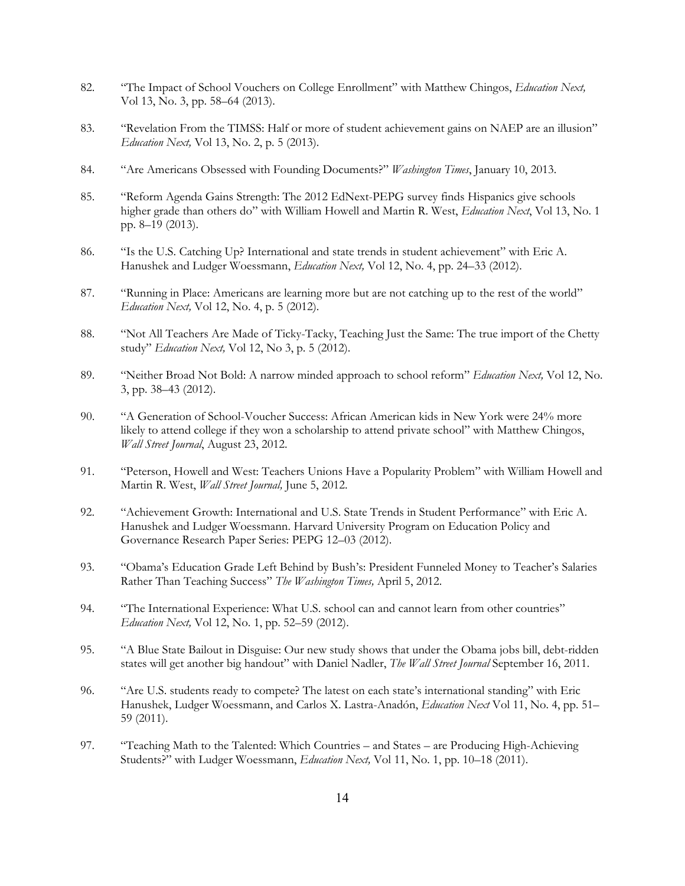82. "The Impact of School Vouchers on College Enrollment" with Matthew Chingos, *Education Next,* Vol 13, No. 3, pp. 58–64 (2013).

83. "Revelation From the TIMSS: Half or more of student achievement gains on NAEP are an illusion" *Education Next,* Vol 13, No. 2, p. 5 (2013).

84. "Are Americans Obsessed with Founding Documents?" *Washington Times*, January 10, 2013.

85. "Reform Agenda Gains Strength: The 2012 EdNext-PEPG survey finds Hispanics give schools higher grade than others do" with William Howell and Martin R. West, *Education Next*, Vol 13, No. 1 pp. 8–19 (2013).

86. "Is the U.S. Catching Up? International and state trends in student achievement" with Eric A. Hanushek and Ludger Woessmann, *Education Next,* Vol 12, No. 4, pp. 24–33 (2012).

87. "Running in Place: Americans are learning more but are not catching up to the rest of the world" *Education Next,* Vol 12, No. 4, p. 5 (2012).

88. "Not All Teachers Are Made of Ticky-Tacky, Teaching Just the Same: The true import of the Chetty study" *Education Next,* Vol 12, No 3, p. 5 (2012).

89. "Neither Broad Not Bold: A narrow minded approach to school reform" *Education Next,* Vol 12, No. 3, pp. 38–43 (2012).

90. "A Generation of School-Voucher Success: African American kids in New York were 24% more likely to attend college if they won a scholarship to attend private school" with Matthew Chingos, *Wall Street Journal*, August 23, 2012.

91. "Peterson, Howell and West: Teachers Unions Have a Popularity Problem" with William Howell and Martin R. West, *Wall Street Journal,* June 5, 2012.

92. "Achievement Growth: International and U.S. State Trends in Student Performance" with Eric A. Hanushek and Ludger Woessmann. Harvard University Program on Education Policy and Governance Research Paper Series: PEPG 12–03 (2012).

93. "Obama's Education Grade Left Behind by Bush's: President Funneled Money to Teacher's Salaries Rather Than Teaching Success" *The Washington Times,* April 5, 2012.

94. "The International Experience: What U.S. school can and cannot learn from other countries" *Education Next,* Vol 12, No. 1, pp. 52–59 (2012).

95. "A Blue State Bailout in Disguise: Our new study shows that under the Obama jobs bill, debt-ridden states will get another big handout" with Daniel Nadler, *The Wall Street Journal* September 16, 2011.

96. "Are U.S. students ready to compete? The latest on each state's international standing" with Eric Hanushek, Ludger Woessmann, and Carlos X. Lastra-Anadón, *Education Next* Vol 11, No. 4, pp. 51–59 (2011).

97. "Teaching Math to the Talented: Which Countries – and States – are Producing High-Achieving Students?" with Ludger Woessmann, *Education Next,* Vol 11, No. 1, pp. 10–18 (2011).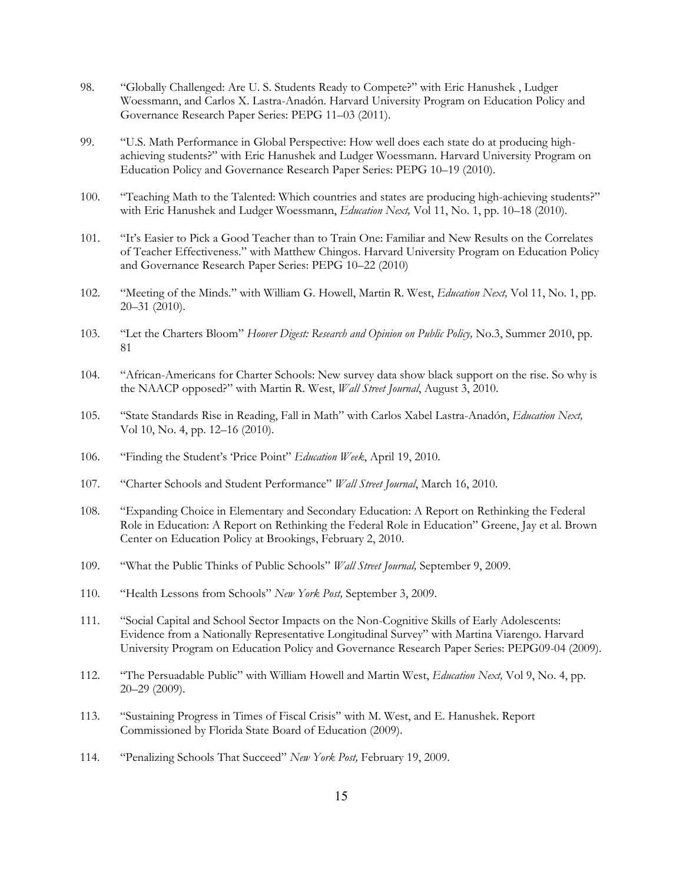98. "Globally Challenged: Are U. S. Students Ready to Compete?" with Eric Hanushek , Ludger Woessmann, and Carlos X. Lastra-Anadón. Harvard University Program on Education Policy and Governance Research Paper Series: PEPG 11–03 (2011).

99. "U.S. Math Performance in Global Perspective: How well does each state do at producing high-achieving students?" with Eric Hanushek and Ludger Woessmann. Harvard University Program on Education Policy and Governance Research Paper Series: PEPG 10–19 (2010).

100. "Teaching Math to the Talented: Which countries and states are producing high-achieving students?" with Eric Hanushek and Ludger Woessmann, *Education Next,* Vol 11, No. 1, pp. 10–18 (2010).

101. "It's Easier to Pick a Good Teacher than to Train One: Familiar and New Results on the Correlates of Teacher Effectiveness." with Matthew Chingos. Harvard University Program on Education Policy and Governance Research Paper Series: PEPG 10–22 (2010)

102. "Meeting of the Minds." with William G. Howell, Martin R. West, *Education Next,* Vol 11, No. 1, pp. 20–31 (2010).

103. "Let the Charters Bloom" *Hoover Digest: Research and Opinion on Public Policy,* No.3, Summer 2010, pp. 81

104. "African-Americans for Charter Schools: New survey data show black support on the rise. So why is the NAACP opposed?" with Martin R. West, *Wall Street Journal*, August 3, 2010.

105. "State Standards Rise in Reading, Fall in Math" with Carlos Xabel Lastra-Anadón, *Education Next,* Vol 10, No. 4, pp. 12–16 (2010).

106. "Finding the Student's 'Price Point" *Education Week*, April 19, 2010.

107. "Charter Schools and Student Performance" *Wall Street Journal*, March 16, 2010.

108. "Expanding Choice in Elementary and Secondary Education: A Report on Rethinking the Federal Role in Education: A Report on Rethinking the Federal Role in Education" Greene, Jay et al. Brown Center on Education Policy at Brookings, February 2, 2010.

109. "What the Public Thinks of Public Schools" *Wall Street Journal,* September 9, 2009.

110. "Health Lessons from Schools" *New York Post,* September 3, 2009.

111. "Social Capital and School Sector Impacts on the Non-Cognitive Skills of Early Adolescents: Evidence from a Nationally Representative Longitudinal Survey" with Martina Viarengo. Harvard University Program on Education Policy and Governance Research Paper Series: PEPG09-04 (2009).

112. "The Persuadable Public" with William Howell and Martin West, *Education Next,* Vol 9, No. 4, pp. 20–29 (2009).

113. "Sustaining Progress in Times of Fiscal Crisis" with M. West, and E. Hanushek. Report Commissioned by Florida State Board of Education (2009).

114. "Penalizing Schools That Succeed" *New York Post,* February 19, 2009.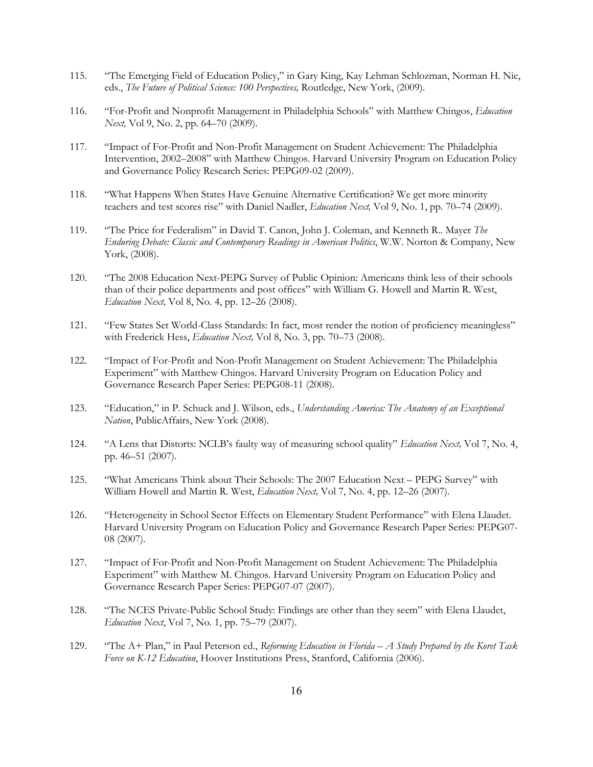115. "The Emerging Field of Education Policy," in Gary King, Kay Lehman Schlozman, Norman H. Nie, eds., *The Future of Political Science: 100 Perspectives,* Routledge, New York, (2009).

116. "For-Profit and Nonprofit Management in Philadelphia Schools" with Matthew Chingos, *Education Next,* Vol 9, No. 2, pp. 64–70 (2009).

117. "Impact of For-Profit and Non-Profit Management on Student Achievement: The Philadelphia Intervention, 2002–2008" with Matthew Chingos. Harvard University Program on Education Policy and Governance Policy Research Series: PEPG09-02 (2009).

118. "What Happens When States Have Genuine Alternative Certification? We get more minority teachers and test scores rise" with Daniel Nadler, *Education Next,* Vol 9, No. 1, pp. 70–74 (2009).

119. "The Price for Federalism" in David T. Canon, John J. Coleman, and Kenneth R.. Mayer *The Enduring Debate: Classic and Contemporary Readings in American Politics*, W.W. Norton & Company, New York, (2008).

120. "The 2008 Education Next-PEPG Survey of Public Opinion: Americans think less of their schools than of their police departments and post offices" with William G. Howell and Martin R. West, *Education Next,* Vol 8, No. 4, pp. 12–26 (2008).

121. "Few States Set World-Class Standards: In fact, most render the notion of proficiency meaningless" with Frederick Hess, *Education Next,* Vol 8, No. 3, pp. 70–73 (2008).

122. "Impact of For-Profit and Non-Profit Management on Student Achievement: The Philadelphia Experiment" with Matthew Chingos. Harvard University Program on Education Policy and Governance Research Paper Series: PEPG08-11 (2008).

123. "Education," in P. Schuck and J. Wilson, eds., *Understanding America: The Anatomy of an Exceptional Nation*, PublicAffairs, New York (2008).

124. "A Lens that Distorts: NCLB's faulty way of measuring school quality" *Education Next,* Vol 7, No. 4, pp. 46–51 (2007).

125. "What Americans Think about Their Schools: The 2007 Education Next – PEPG Survey" with William Howell and Martin R. West, *Education Next,* Vol 7, No. 4, pp. 12–26 (2007).

126. "Heterogeneity in School Sector Effects on Elementary Student Performance" with Elena Llaudet. Harvard University Program on Education Policy and Governance Research Paper Series: PEPG07-08 (2007).

127. "Impact of For-Profit and Non-Profit Management on Student Achievement: The Philadelphia Experiment" with Matthew M. Chingos. Harvard University Program on Education Policy and Governance Research Paper Series: PEPG07-07 (2007).

128. "The NCES Private-Public School Study: Findings are other than they seem" with Elena Llaudet, *Education Next*, Vol 7, No. 1, pp. 75–79 (2007).

129. "The A+ Plan," in Paul Peterson ed., *Reforming Education in Florida – A Study Prepared by the Koret Task Force on K-12 Education*, Hoover Institutions Press, Stanford, California (2006).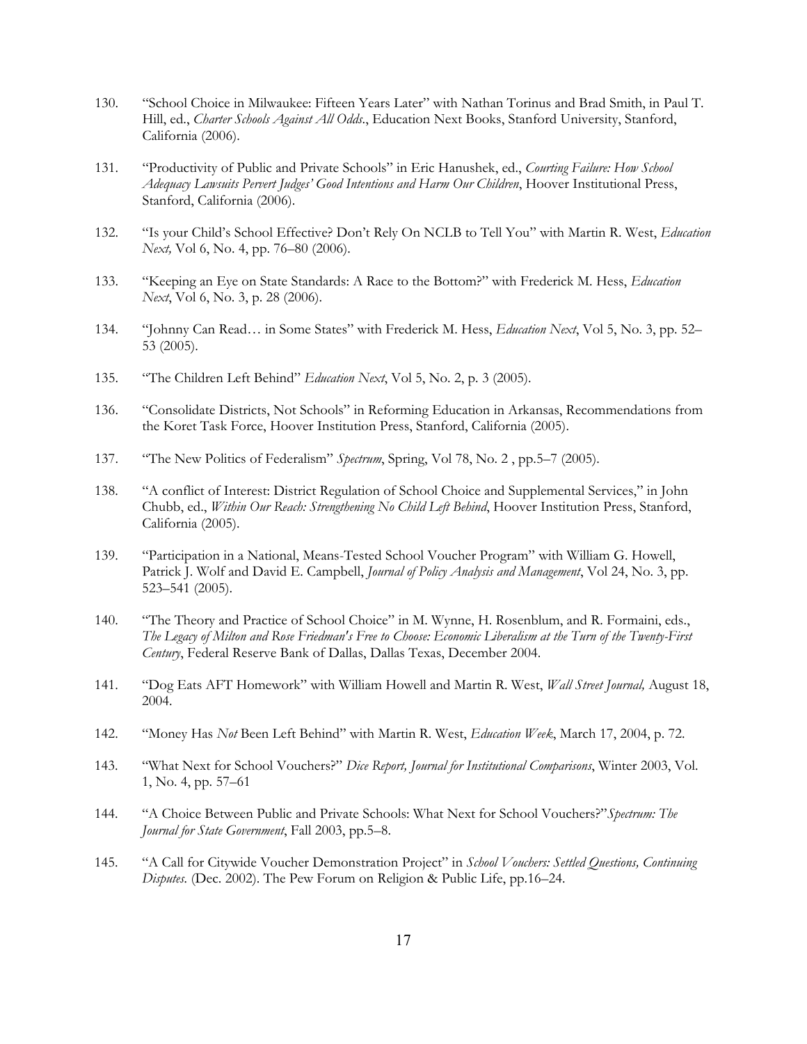130. "School Choice in Milwaukee: Fifteen Years Later" with Nathan Torinus and Brad Smith, in Paul T. Hill, ed., *Charter Schools Against All Odds.*, Education Next Books, Stanford University, Stanford, California (2006).

131. "Productivity of Public and Private Schools" in Eric Hanushek, ed., *Courting Failure: How School Adequacy Lawsuits Pervert Judges' Good Intentions and Harm Our Children*, Hoover Institutional Press, Stanford, California (2006).

132. "Is your Child's School Effective? Don't Rely On NCLB to Tell You" with Martin R. West, *Education Next,* Vol 6, No. 4, pp. 76–80 (2006).

133. "Keeping an Eye on State Standards: A Race to the Bottom?" with Frederick M. Hess, *Education Next*, Vol 6, No. 3, p. 28 (2006).

134. "Johnny Can Read… in Some States" with Frederick M. Hess, *Education Next*, Vol 5, No. 3, pp. 52–53 (2005).

135. "The Children Left Behind" *Education Next*, Vol 5, No. 2, p. 3 (2005).

136. "Consolidate Districts, Not Schools" in Reforming Education in Arkansas, Recommendations from the Koret Task Force, Hoover Institution Press, Stanford, California (2005).

137. "The New Politics of Federalism" *Spectrum*, Spring, Vol 78, No. 2 , pp.5–7 (2005).

138. "A conflict of Interest: District Regulation of School Choice and Supplemental Services," in John Chubb, ed., *Within Our Reach: Strengthening No Child Left Behind*, Hoover Institution Press, Stanford, California (2005).

139. "Participation in a National, Means-Tested School Voucher Program" with William G. Howell, Patrick J. Wolf and David E. Campbell, *Journal of Policy Analysis and Management*, Vol 24, No. 3, pp. 523–541 (2005).

140. "The Theory and Practice of School Choice" in M. Wynne, H. Rosenblum, and R. Formaini, eds., *The Legacy of Milton and Rose Friedman's Free to Choose: Economic Liberalism at the Turn of the Twenty-First Century*, Federal Reserve Bank of Dallas, Dallas Texas, December 2004.

141. "Dog Eats AFT Homework" with William Howell and Martin R. West, *Wall Street Journal,* August 18, 2004.

142. "Money Has *Not* Been Left Behind" with Martin R. West, *Education Week*, March 17, 2004, p. 72.

143. "What Next for School Vouchers?" *Dice Report, Journal for Institutional Comparisons*, Winter 2003, Vol. 1, No. 4, pp. 57–61

144. "A Choice Between Public and Private Schools: What Next for School Vouchers?"*Spectrum: The Journal for State Government*, Fall 2003, pp.5–8.

145. "A Call for Citywide Voucher Demonstration Project" in *School Vouchers: Settled Questions, Continuing Disputes.* (Dec. 2002). The Pew Forum on Religion & Public Life, pp.16–24.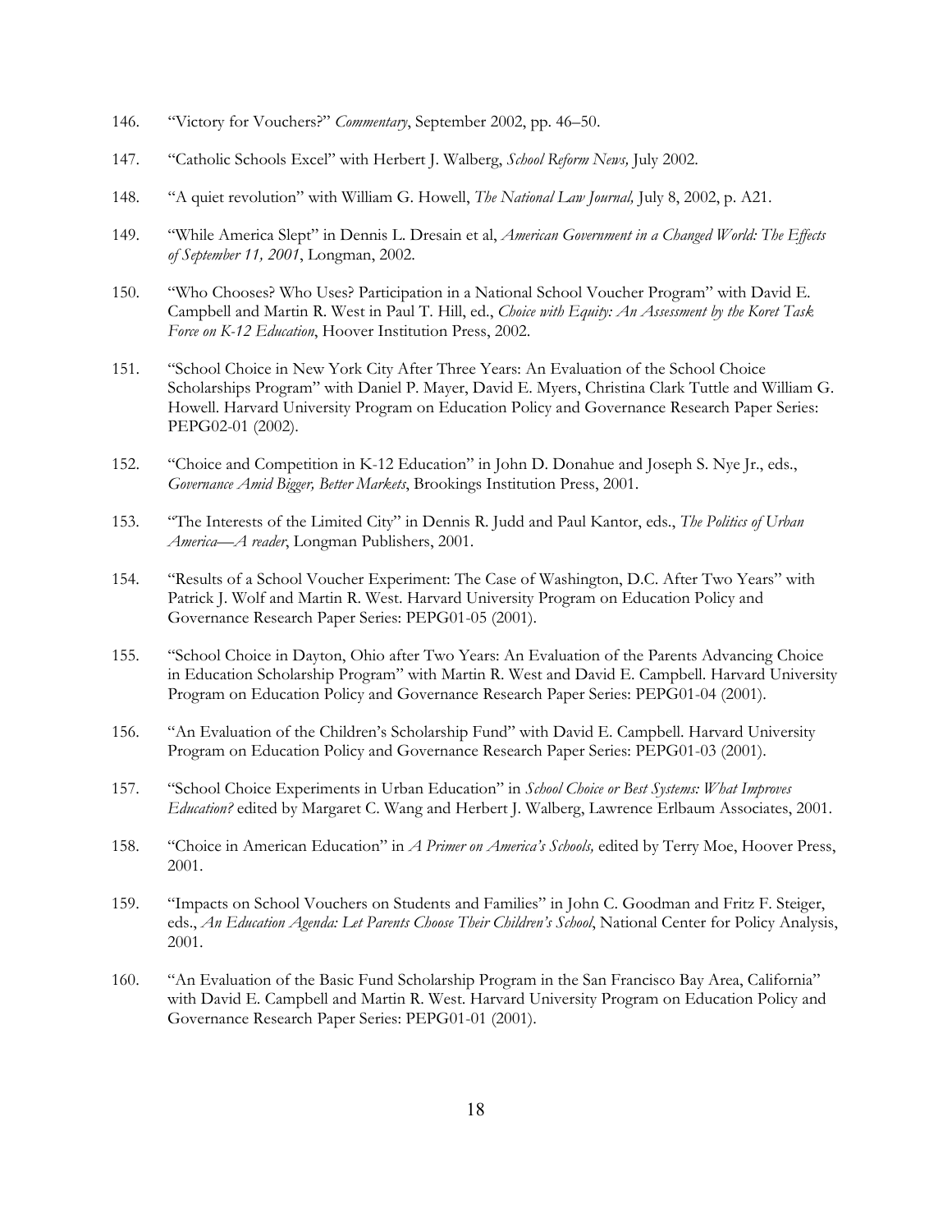146. "Victory for Vouchers?" *Commentary*, September 2002, pp. 46–50.

147. "Catholic Schools Excel" with Herbert J. Walberg, *School Reform News,* July 2002.

148. "A quiet revolution" with William G. Howell, *The National Law Journal,* July 8, 2002, p. A21.

149. "While America Slept" in Dennis L. Dresain et al, *American Government in a Changed World: The Effects of September 11, 2001*, Longman, 2002.

150. "Who Chooses? Who Uses? Participation in a National School Voucher Program" with David E. Campbell and Martin R. West in Paul T. Hill, ed., *Choice with Equity: An Assessment by the Koret Task Force on K-12 Education*, Hoover Institution Press, 2002.

151. "School Choice in New York City After Three Years: An Evaluation of the School Choice Scholarships Program" with Daniel P. Mayer, David E. Myers, Christina Clark Tuttle and William G. Howell. Harvard University Program on Education Policy and Governance Research Paper Series: PEPG02-01 (2002).

152. "Choice and Competition in K-12 Education" in John D. Donahue and Joseph S. Nye Jr., eds., *Governance Amid Bigger, Better Markets*, Brookings Institution Press, 2001.

153. "The Interests of the Limited City" in Dennis R. Judd and Paul Kantor, eds., *The Politics of Urban America—A reader*, Longman Publishers, 2001.

154. "Results of a School Voucher Experiment: The Case of Washington, D.C. After Two Years" with Patrick J. Wolf and Martin R. West. Harvard University Program on Education Policy and Governance Research Paper Series: PEPG01-05 (2001).

155. "School Choice in Dayton, Ohio after Two Years: An Evaluation of the Parents Advancing Choice in Education Scholarship Program" with Martin R. West and David E. Campbell. Harvard University Program on Education Policy and Governance Research Paper Series: PEPG01-04 (2001).

156. "An Evaluation of the Children's Scholarship Fund" with David E. Campbell. Harvard University Program on Education Policy and Governance Research Paper Series: PEPG01-03 (2001).

157. "School Choice Experiments in Urban Education" in *School Choice or Best Systems: What Improves Education?* edited by Margaret C. Wang and Herbert J. Walberg, Lawrence Erlbaum Associates, 2001.

158. "Choice in American Education" in *A Primer on America's Schools,* edited by Terry Moe, Hoover Press, 2001.

159. "Impacts on School Vouchers on Students and Families" in John C. Goodman and Fritz F. Steiger, eds., *An Education Agenda: Let Parents Choose Their Children's School*, National Center for Policy Analysis, 2001.

160. "An Evaluation of the Basic Fund Scholarship Program in the San Francisco Bay Area, California" with David E. Campbell and Martin R. West. Harvard University Program on Education Policy and Governance Research Paper Series: PEPG01-01 (2001).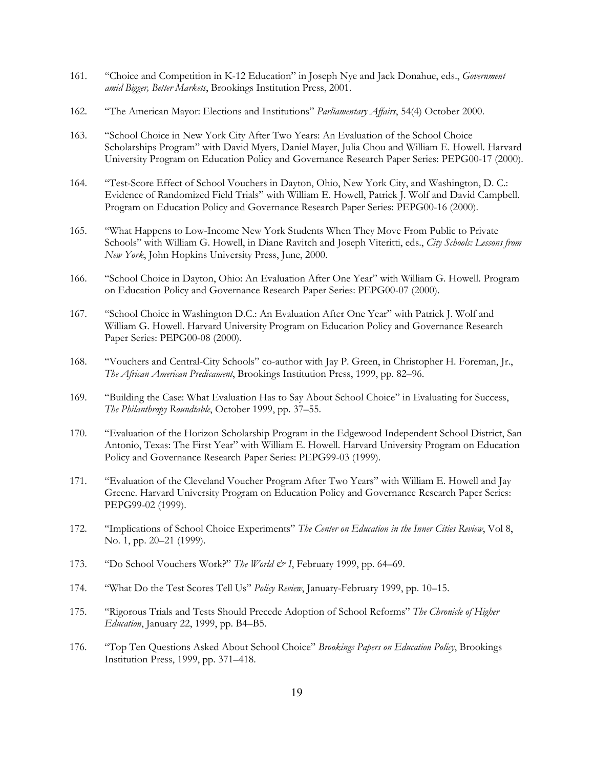161. "Choice and Competition in K-12 Education" in Joseph Nye and Jack Donahue, eds., *Government amid Bigger, Better Markets*, Brookings Institution Press, 2001.

162. "The American Mayor: Elections and Institutions" *Parliamentary Affairs*, 54(4) October 2000.

163. "School Choice in New York City After Two Years: An Evaluation of the School Choice Scholarships Program" with David Myers, Daniel Mayer, Julia Chou and William E. Howell. Harvard University Program on Education Policy and Governance Research Paper Series: PEPG00-17 (2000).

164. "Test-Score Effect of School Vouchers in Dayton, Ohio, New York City, and Washington, D. C.: Evidence of Randomized Field Trials" with William E. Howell, Patrick J. Wolf and David Campbell. Program on Education Policy and Governance Research Paper Series: PEPG00-16 (2000).

165. "What Happens to Low-Income New York Students When They Move From Public to Private Schools" with William G. Howell, in Diane Ravitch and Joseph Viteritti, eds., *City Schools: Lessons from New York*, John Hopkins University Press, June, 2000.

166. "School Choice in Dayton, Ohio: An Evaluation After One Year" with William G. Howell. Program on Education Policy and Governance Research Paper Series: PEPG00-07 (2000).

167. "School Choice in Washington D.C.: An Evaluation After One Year" with Patrick J. Wolf and William G. Howell. Harvard University Program on Education Policy and Governance Research Paper Series: PEPG00-08 (2000).

168. "Vouchers and Central-City Schools" co-author with Jay P. Green, in Christopher H. Foreman, Jr., *The African American Predicament*, Brookings Institution Press, 1999, pp. 82–96.

169. "Building the Case: What Evaluation Has to Say About School Choice" in Evaluating for Success, *The Philanthropy Roundtable*, October 1999, pp. 37–55.

170. "Evaluation of the Horizon Scholarship Program in the Edgewood Independent School District, San Antonio, Texas: The First Year" with William E. Howell. Harvard University Program on Education Policy and Governance Research Paper Series: PEPG99-03 (1999).

171. "Evaluation of the Cleveland Voucher Program After Two Years" with William E. Howell and Jay Greene. Harvard University Program on Education Policy and Governance Research Paper Series: PEPG99-02 (1999).

172. "Implications of School Choice Experiments" *The Center on Education in the Inner Cities Review*, Vol 8, No. 1, pp. 20–21 (1999).

173. "Do School Vouchers Work?" *The World & I*, February 1999, pp. 64–69.

174. "What Do the Test Scores Tell Us" *Policy Review*, January-February 1999, pp. 10–15.

175. "Rigorous Trials and Tests Should Precede Adoption of School Reforms" *The Chronicle of Higher Education*, January 22, 1999, pp. B4–B5.

176. "Top Ten Questions Asked About School Choice" *Brookings Papers on Education Policy*, Brookings Institution Press, 1999, pp. 371–418.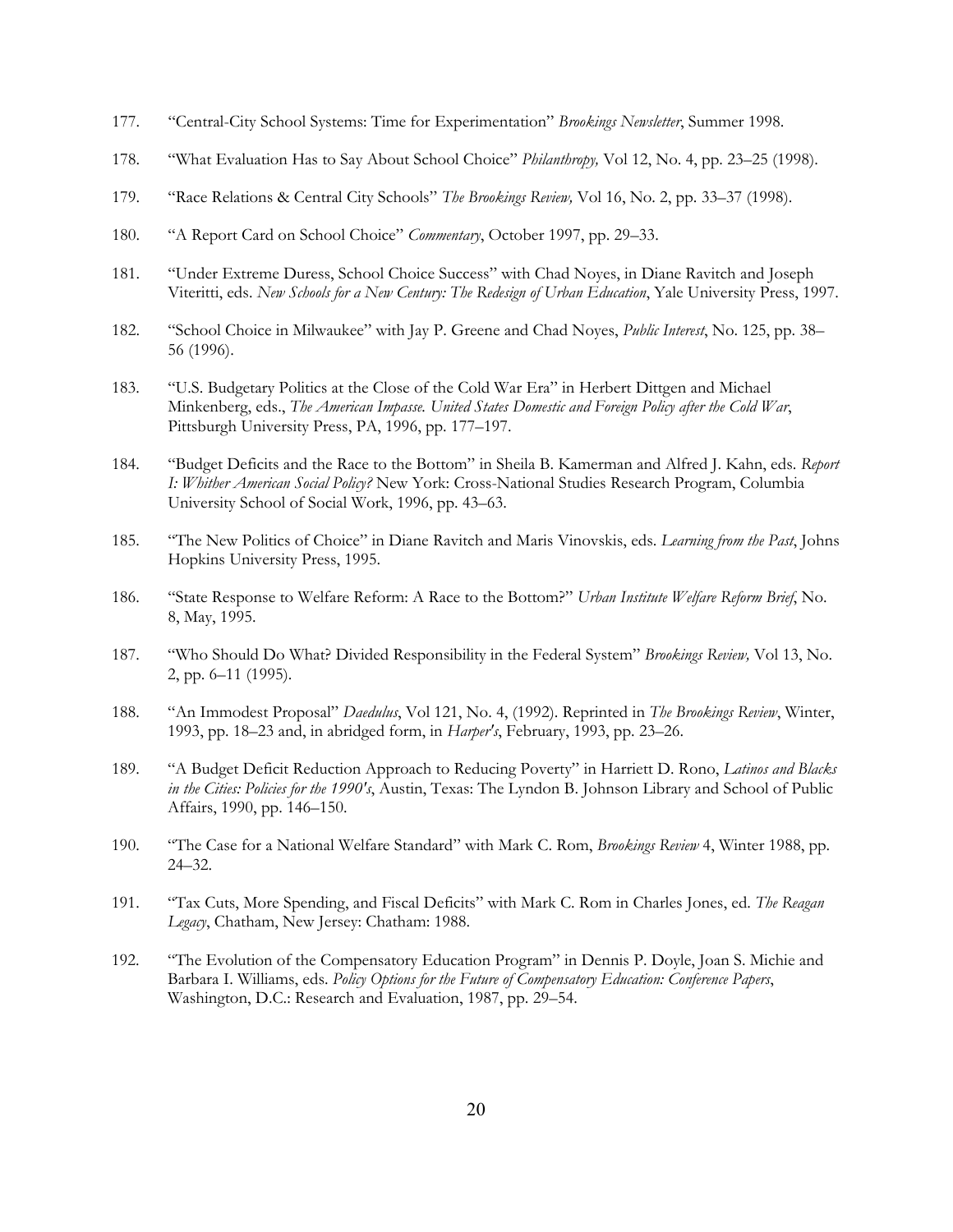177. "Central-City School Systems: Time for Experimentation" *Brookings Newsletter*, Summer 1998.

178. "What Evaluation Has to Say About School Choice" *Philanthropy,* Vol 12, No. 4, pp. 23–25 (1998).

179. "Race Relations & Central City Schools" *The Brookings Review,* Vol 16, No. 2, pp. 33–37 (1998).

180. "A Report Card on School Choice" *Commentary*, October 1997, pp. 29–33.

181. "Under Extreme Duress, School Choice Success" with Chad Noyes, in Diane Ravitch and Joseph Viteritti, eds. *New Schools for a New Century: The Redesign of Urban Education*, Yale University Press, 1997.

182. "School Choice in Milwaukee" with Jay P. Greene and Chad Noyes, *Public Interest*, No. 125, pp. 38–56 (1996).

183. "U.S. Budgetary Politics at the Close of the Cold War Era" in Herbert Dittgen and Michael Minkenberg, eds., *The American Impasse. United States Domestic and Foreign Policy after the Cold War*, Pittsburgh University Press, PA, 1996, pp. 177–197.

184. "Budget Deficits and the Race to the Bottom" in Sheila B. Kamerman and Alfred J. Kahn, eds. *Report I: Whither American Social Policy?* New York: Cross-National Studies Research Program, Columbia University School of Social Work, 1996, pp. 43–63.

185. "The New Politics of Choice" in Diane Ravitch and Maris Vinovskis, eds. *Learning from the Past*, Johns Hopkins University Press, 1995.

186. "State Response to Welfare Reform: A Race to the Bottom?" *Urban Institute Welfare Reform Brief*, No. 8, May, 1995.

187. "Who Should Do What? Divided Responsibility in the Federal System" *Brookings Review,* Vol 13, No. 2, pp. 6–11 (1995).

188. "An Immodest Proposal" *Daedulus*, Vol 121, No. 4, (1992). Reprinted in *The Brookings Review*, Winter, 1993, pp. 18–23 and, in abridged form, in *Harper's*, February, 1993, pp. 23–26.

189. "A Budget Deficit Reduction Approach to Reducing Poverty" in Harriett D. Rono, *Latinos and Blacks in the Cities: Policies for the 1990's*, Austin, Texas: The Lyndon B. Johnson Library and School of Public Affairs, 1990, pp. 146–150.

190. "The Case for a National Welfare Standard" with Mark C. Rom, *Brookings Review* 4, Winter 1988, pp. 24–32.

191. "Tax Cuts, More Spending, and Fiscal Deficits" with Mark C. Rom in Charles Jones, ed. *The Reagan Legacy*, Chatham, New Jersey: Chatham: 1988.

192. "The Evolution of the Compensatory Education Program" in Dennis P. Doyle, Joan S. Michie and Barbara I. Williams, eds. *Policy Options for the Future of Compensatory Education: Conference Papers*, Washington, D.C.: Research and Evaluation, 1987, pp. 29–54.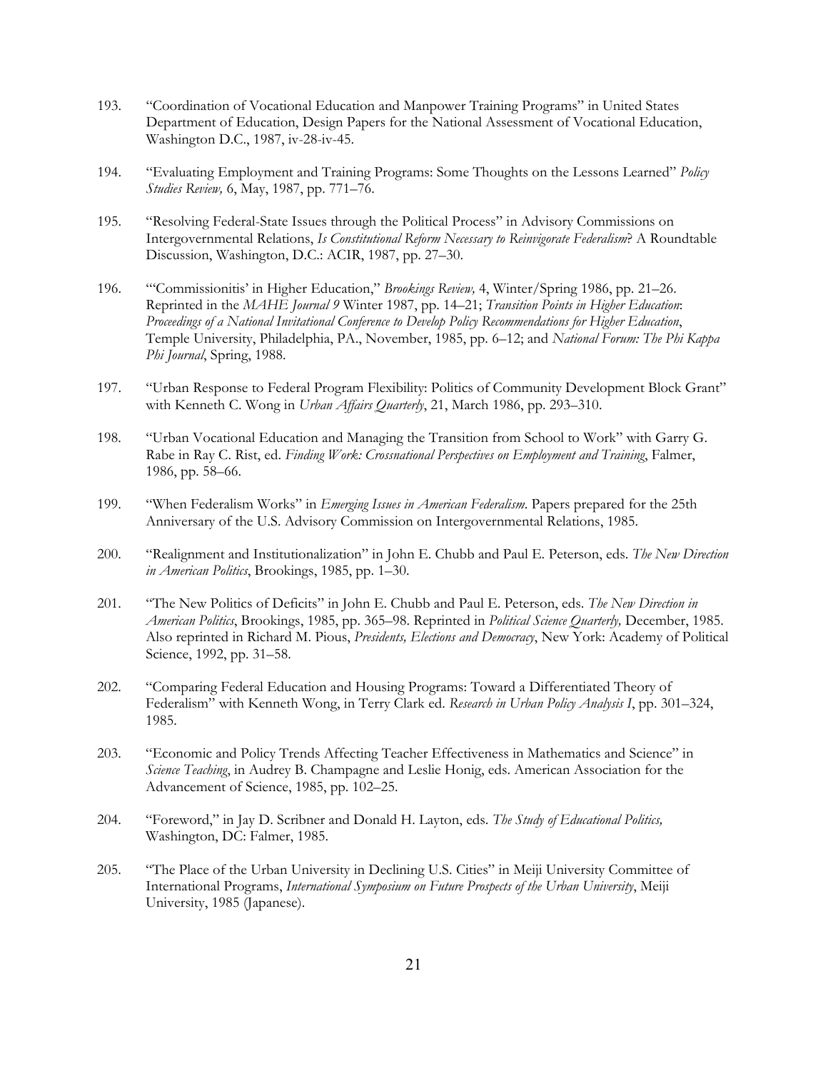193. "Coordination of Vocational Education and Manpower Training Programs" in United States Department of Education, Design Papers for the National Assessment of Vocational Education, Washington D.C., 1987, iv-28-iv-45.

194. "Evaluating Employment and Training Programs: Some Thoughts on the Lessons Learned" *Policy Studies Review,* 6, May, 1987, pp. 771–76.

195. "Resolving Federal-State Issues through the Political Process" in Advisory Commissions on Intergovernmental Relations, *Is Constitutional Reform Necessary to Reinvigorate Federalism*? A Roundtable Discussion, Washington, D.C.: ACIR, 1987, pp. 27–30.

196. "'Commissionitis' in Higher Education," *Brookings Review,* 4, Winter/Spring 1986, pp. 21–26. Reprinted in the *MAHE Journal 9* Winter 1987, pp. 14–21; *Transition Points in Higher Education*: *Proceedings of a National Invitational Conference to Develop Policy Recommendations for Higher Education*, Temple University, Philadelphia, PA., November, 1985, pp. 6–12; and *National Forum: The Phi Kappa Phi Journal*, Spring, 1988.

197. "Urban Response to Federal Program Flexibility: Politics of Community Development Block Grant" with Kenneth C. Wong in *Urban Affairs Quarterly*, 21, March 1986, pp. 293–310.

198. "Urban Vocational Education and Managing the Transition from School to Work" with Garry G. Rabe in Ray C. Rist, ed. *Finding Work: Crossnational Perspectives on Employment and Training*, Falmer, 1986, pp. 58–66.

199. "When Federalism Works" in *Emerging Issues in American Federalism*. Papers prepared for the 25th Anniversary of the U.S. Advisory Commission on Intergovernmental Relations, 1985.

200. "Realignment and Institutionalization" in John E. Chubb and Paul E. Peterson, eds. *The New Direction in American Politics*, Brookings, 1985, pp. 1–30.

201. "The New Politics of Deficits" in John E. Chubb and Paul E. Peterson, eds. *The New Direction in American Politics*, Brookings, 1985, pp. 365–98. Reprinted in *Political Science Quarterly,* December, 1985. Also reprinted in Richard M. Pious, *Presidents, Elections and Democracy*, New York: Academy of Political Science, 1992, pp. 31–58.

202. "Comparing Federal Education and Housing Programs: Toward a Differentiated Theory of Federalism" with Kenneth Wong, in Terry Clark ed. *Research in Urban Policy Analysis I*, pp. 301–324, 1985.

203. "Economic and Policy Trends Affecting Teacher Effectiveness in Mathematics and Science" in *Science Teaching*, in Audrey B. Champagne and Leslie Honig, eds. American Association for the Advancement of Science, 1985, pp. 102–25.

204. "Foreword," in Jay D. Scribner and Donald H. Layton, eds. *The Study of Educational Politics,* Washington, DC: Falmer, 1985.

205. "The Place of the Urban University in Declining U.S. Cities" in Meiji University Committee of International Programs, *International Symposium on Future Prospects of the Urban University*, Meiji University, 1985 (Japanese).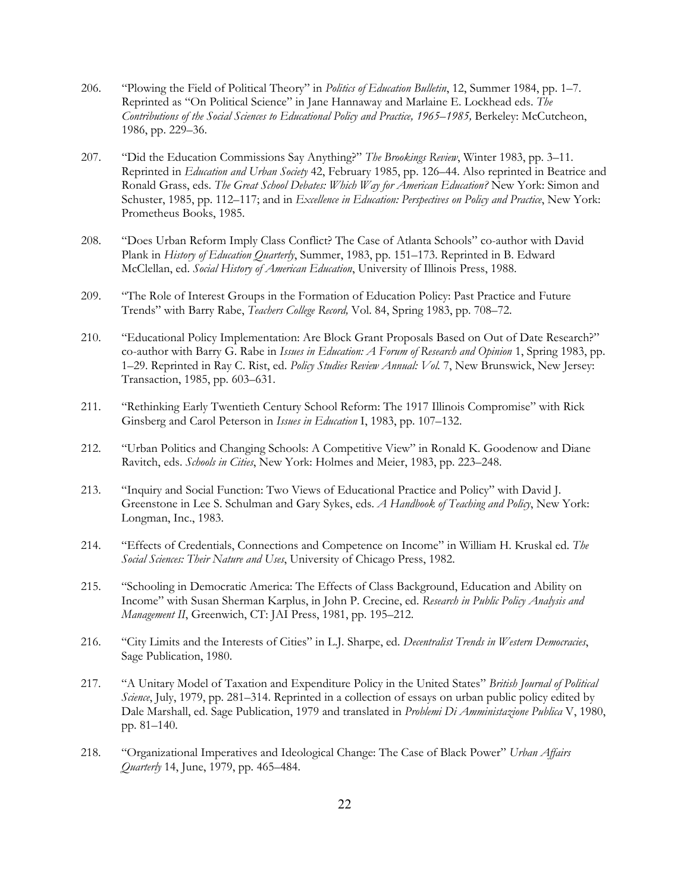206. “Plowing the Field of Political Theory” in *Politics of Education Bulletin*, 12, Summer 1984, pp. 1–7. Reprinted as “On Political Science” in Jane Hannaway and Marlaine E. Lockhead eds. *The Contributions of the Social Sciences to Educational Policy and Practice, 1965–1985,* Berkeley: McCutcheon, 1986, pp. 229–36.

207. “Did the Education Commissions Say Anything?” *The Brookings Review*, Winter 1983, pp. 3–11. Reprinted in *Education and Urban Society* 42, February 1985, pp. 126–44. Also reprinted in Beatrice and Ronald Grass, eds. *The Great School Debates: Which Way for American Education?* New York: Simon and Schuster, 1985, pp. 112–117; and in *Excellence in Education: Perspectives on Policy and Practice*, New York: Prometheus Books, 1985.

208. “Does Urban Reform Imply Class Conflict? The Case of Atlanta Schools” co-author with David Plank in *History of Education Quarterly*, Summer, 1983, pp. 151–173. Reprinted in B. Edward McClellan, ed. *Social History of American Education*, University of Illinois Press, 1988.

209. “The Role of Interest Groups in the Formation of Education Policy: Past Practice and Future Trends” with Barry Rabe, *Teachers College Record,* Vol. 84, Spring 1983, pp. 708–72.

210. “Educational Policy Implementation: Are Block Grant Proposals Based on Out of Date Research?” co-author with Barry G. Rabe in *Issues in Education: A Forum of Research and Opinion* 1, Spring 1983, pp. 1–29. Reprinted in Ray C. Rist, ed. *Policy Studies Review Annual: Vol.* 7, New Brunswick, New Jersey: Transaction, 1985, pp. 603–631.

211. “Rethinking Early Twentieth Century School Reform: The 1917 Illinois Compromise” with Rick Ginsberg and Carol Peterson in *Issues in Education* I, 1983, pp. 107–132.

212. “Urban Politics and Changing Schools: A Competitive View” in Ronald K. Goodenow and Diane Ravitch, eds. *Schools in Cities*, New York: Holmes and Meier, 1983, pp. 223–248.

213. “Inquiry and Social Function: Two Views of Educational Practice and Policy” with David J. Greenstone in Lee S. Schulman and Gary Sykes, eds. *A Handbook of Teaching and Policy*, New York: Longman, Inc., 1983.

214. “Effects of Credentials, Connections and Competence on Income” in William H. Kruskal ed. *The Social Sciences: Their Nature and Uses*, University of Chicago Press, 1982.

215. “Schooling in Democratic America: The Effects of Class Background, Education and Ability on Income” with Susan Sherman Karplus, in John P. Crecine, ed. *Research in Public Policy Analysis and Management II*, Greenwich, CT: JAI Press, 1981, pp. 195–212.

216. “City Limits and the Interests of Cities” in L.J. Sharpe, ed. *Decentralist Trends in Western Democracies*, Sage Publication, 1980.

217. “A Unitary Model of Taxation and Expenditure Policy in the United States” *British Journal of Political Science*, July, 1979, pp. 281–314. Reprinted in a collection of essays on urban public policy edited by Dale Marshall, ed. Sage Publication, 1979 and translated in *Problemi Di Amministazione Publica* V, 1980, pp. 81–140.

218. “Organizational Imperatives and Ideological Change: The Case of Black Power” *Urban Affairs Quarterly* 14, June, 1979, pp. 465–484.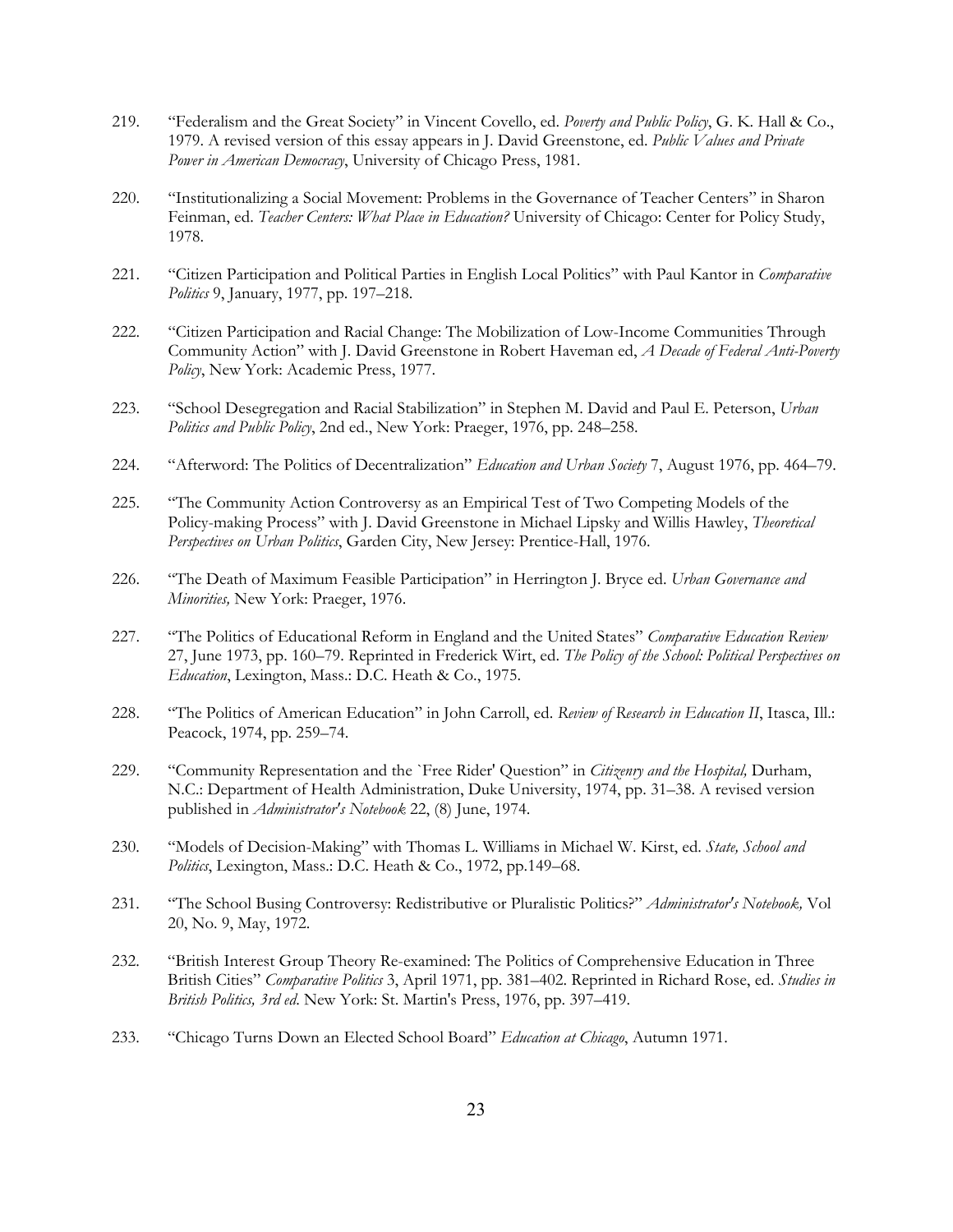219. "Federalism and the Great Society" in Vincent Covello, ed. *Poverty and Public Policy*, G. K. Hall & Co., 1979. A revised version of this essay appears in J. David Greenstone, ed. *Public Values and Private Power in American Democracy*, University of Chicago Press, 1981.

220. "Institutionalizing a Social Movement: Problems in the Governance of Teacher Centers" in Sharon Feinman, ed. *Teacher Centers: What Place in Education?* University of Chicago: Center for Policy Study, 1978.

221. "Citizen Participation and Political Parties in English Local Politics" with Paul Kantor in *Comparative Politics* 9, January, 1977, pp. 197–218.

222. "Citizen Participation and Racial Change: The Mobilization of Low-Income Communities Through Community Action" with J. David Greenstone in Robert Haveman ed, *A Decade of Federal Anti-Poverty Policy*, New York: Academic Press, 1977.

223. "School Desegregation and Racial Stabilization" in Stephen M. David and Paul E. Peterson, *Urban Politics and Public Policy*, 2nd ed., New York: Praeger, 1976, pp. 248–258.

224. "Afterword: The Politics of Decentralization" *Education and Urban Society* 7, August 1976, pp. 464–79.

225. "The Community Action Controversy as an Empirical Test of Two Competing Models of the Policy-making Process" with J. David Greenstone in Michael Lipsky and Willis Hawley, *Theoretical Perspectives on Urban Politics*, Garden City, New Jersey: Prentice-Hall, 1976.

226. "The Death of Maximum Feasible Participation" in Herrington J. Bryce ed. *Urban Governance and Minorities,* New York: Praeger, 1976.

227. "The Politics of Educational Reform in England and the United States" *Comparative Education Review* 27, June 1973, pp. 160–79. Reprinted in Frederick Wirt, ed. *The Policy of the School: Political Perspectives on Education*, Lexington, Mass.: D.C. Heath & Co., 1975.

228. "The Politics of American Education" in John Carroll, ed. *Review of Research in Education II*, Itasca, Ill.: Peacock, 1974, pp. 259–74.

229. "Community Representation and the `Free Rider' Question" in *Citizenry and the Hospital,* Durham, N.C.: Department of Health Administration, Duke University, 1974, pp. 31–38. A revised version published in *Administrator's Notebook* 22, (8) June, 1974.

230. "Models of Decision-Making" with Thomas L. Williams in Michael W. Kirst, ed. *State, School and Politics*, Lexington, Mass.: D.C. Heath & Co., 1972, pp.149–68.

231. "The School Busing Controversy: Redistributive or Pluralistic Politics?" *Administrator's Notebook,* Vol 20, No. 9, May, 1972.

232. "British Interest Group Theory Re-examined: The Politics of Comprehensive Education in Three British Cities" *Comparative Politics* 3, April 1971, pp. 381–402. Reprinted in Richard Rose, ed. *Studies in British Politics, 3rd ed*. New York: St. Martin's Press, 1976, pp. 397–419.

233. "Chicago Turns Down an Elected School Board" *Education at Chicago*, Autumn 1971.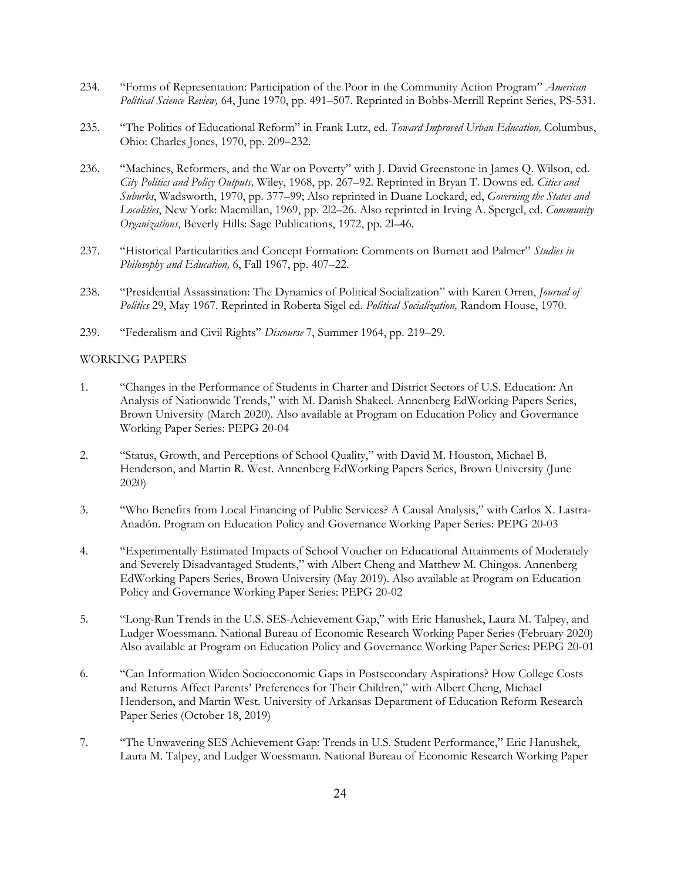234. "Forms of Representation: Participation of the Poor in the Community Action Program" *American Political Science Review,* 64, June 1970, pp. 491–507. Reprinted in Bobbs-Merrill Reprint Series, PS-531.

235. "The Politics of Educational Reform" in Frank Lutz, ed. *Toward Improved Urban Education,* Columbus, Ohio: Charles Jones, 1970, pp. 209–232.

236. "Machines, Reformers, and the War on Poverty" with J. David Greenstone in James Q. Wilson, ed. *City Politics and Policy Outputs,* Wiley, 1968, pp. 267–92. Reprinted in Bryan T. Downs ed. *Cities and Suburbs*, Wadsworth, 1970, pp. 377–99; Also reprinted in Duane Lockard, ed, *Governing the States and Localities*, New York: Macmillan, 1969, pp. 2l2–26. Also reprinted in Irving A. Spergel, ed. *Community Organizations*, Beverly Hills: Sage Publications, 1972, pp. 2l–46.

237. "Historical Particularities and Concept Formation: Comments on Burnett and Palmer" *Studies in Philosophy and Education,* 6, Fall 1967, pp. 407–22.

238. "Presidential Assassination: The Dynamics of Political Socialization" with Karen Orren, *Journal of Politics* 29, May 1967. Reprinted in Roberta Sigel ed. *Political Socialization,* Random House, 1970.

239. "Federalism and Civil Rights" *Discourse* 7, Summer 1964, pp. 219–29.

WORKING PAPERS

1. "Changes in the Performance of Students in Charter and District Sectors of U.S. Education: An Analysis of Nationwide Trends," with M. Danish Shakeel. Annenberg EdWorking Papers Series, Brown University (March 2020). Also available at Program on Education Policy and Governance Working Paper Series: PEPG 20-04

2. "Status, Growth, and Perceptions of School Quality," with David M. Houston, Michael B. Henderson, and Martin R. West. Annenberg EdWorking Papers Series, Brown University (June 2020)

3. "Who Benefits from Local Financing of Public Services? A Causal Analysis," with Carlos X. Lastra-Anadón. Program on Education Policy and Governance Working Paper Series: PEPG 20-03

4. "Experimentally Estimated Impacts of School Voucher on Educational Attainments of Moderately and Severely Disadvantaged Students," with Albert Cheng and Matthew M. Chingos. Annenberg EdWorking Papers Series, Brown University (May 2019). Also available at Program on Education Policy and Governance Working Paper Series: PEPG 20-02

5. "Long-Run Trends in the U.S. SES-Achievement Gap," with Eric Hanushek, Laura M. Talpey, and Ludger Woessmann. National Bureau of Economic Research Working Paper Series (February 2020) Also available at Program on Education Policy and Governance Working Paper Series: PEPG 20-01

6. "Can Information Widen Socioeconomic Gaps in Postsecondary Aspirations? How College Costs and Returns Affect Parents' Preferences for Their Children," with Albert Cheng, Michael Henderson, and Martin West. University of Arkansas Department of Education Reform Research Paper Series (October 18, 2019)

7. "The Unwavering SES Achievement Gap: Trends in U.S. Student Performance," Eric Hanushek, Laura M. Talpey, and Ludger Woessmann. National Bureau of Economic Research Working Paper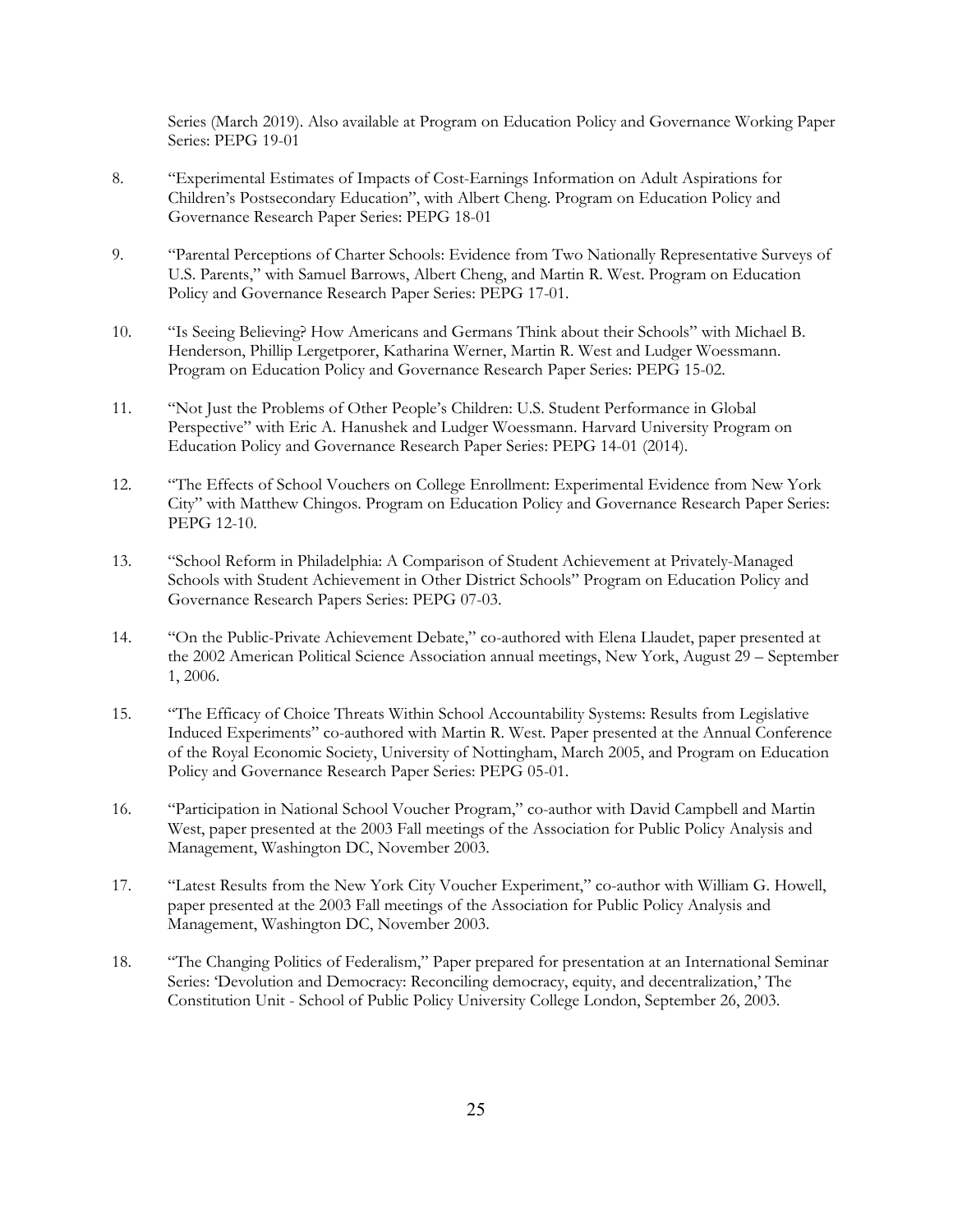Series (March 2019). Also available at Program on Education Policy and Governance Working Paper Series: PEPG 19-01

8. "Experimental Estimates of Impacts of Cost-Earnings Information on Adult Aspirations for Children's Postsecondary Education", with Albert Cheng. Program on Education Policy and Governance Research Paper Series: PEPG 18-01

9. "Parental Perceptions of Charter Schools: Evidence from Two Nationally Representative Surveys of U.S. Parents," with Samuel Barrows, Albert Cheng, and Martin R. West. Program on Education Policy and Governance Research Paper Series: PEPG 17-01.

10. "Is Seeing Believing? How Americans and Germans Think about their Schools" with Michael B. Henderson, Phillip Lergetporer, Katharina Werner, Martin R. West and Ludger Woessmann. Program on Education Policy and Governance Research Paper Series: PEPG 15-02.

11. "Not Just the Problems of Other People's Children: U.S. Student Performance in Global Perspective" with Eric A. Hanushek and Ludger Woessmann. Harvard University Program on Education Policy and Governance Research Paper Series: PEPG 14-01 (2014).

12. "The Effects of School Vouchers on College Enrollment: Experimental Evidence from New York City" with Matthew Chingos. Program on Education Policy and Governance Research Paper Series: PEPG 12-10.

13. "School Reform in Philadelphia: A Comparison of Student Achievement at Privately-Managed Schools with Student Achievement in Other District Schools" Program on Education Policy and Governance Research Papers Series: PEPG 07-03.

14. "On the Public-Private Achievement Debate," co-authored with Elena Llaudet, paper presented at the 2002 American Political Science Association annual meetings, New York, August 29 – September 1, 2006.

15. "The Efficacy of Choice Threats Within School Accountability Systems: Results from Legislative Induced Experiments" co-authored with Martin R. West. Paper presented at the Annual Conference of the Royal Economic Society, University of Nottingham, March 2005, and Program on Education Policy and Governance Research Paper Series: PEPG 05-01.

16. "Participation in National School Voucher Program," co-author with David Campbell and Martin West, paper presented at the 2003 Fall meetings of the Association for Public Policy Analysis and Management, Washington DC, November 2003.

17. "Latest Results from the New York City Voucher Experiment," co-author with William G. Howell, paper presented at the 2003 Fall meetings of the Association for Public Policy Analysis and Management, Washington DC, November 2003.

18. "The Changing Politics of Federalism," Paper prepared for presentation at an International Seminar Series: 'Devolution and Democracy: Reconciling democracy, equity, and decentralization,' The Constitution Unit - School of Public Policy University College London, September 26, 2003.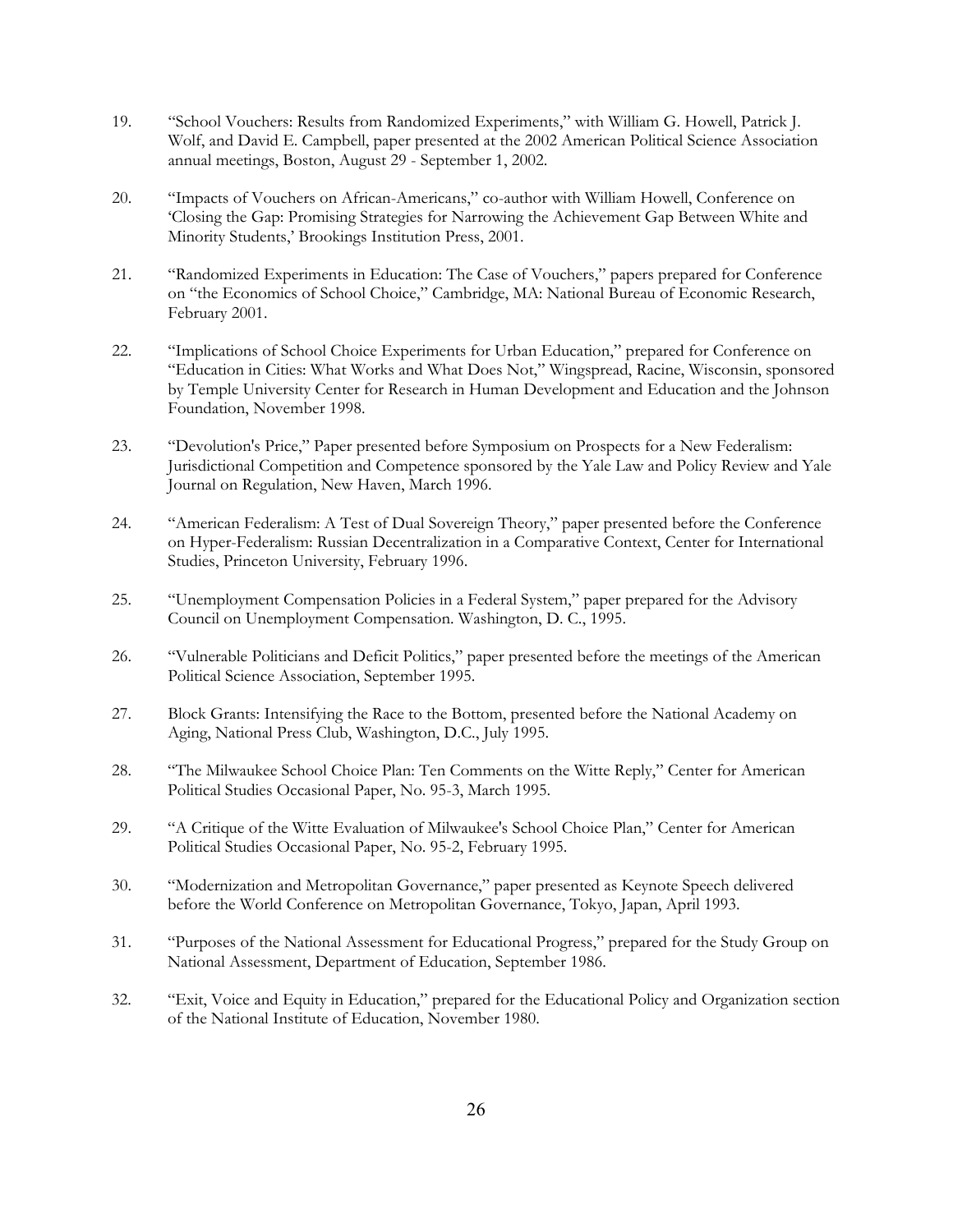19. "School Vouchers: Results from Randomized Experiments," with William G. Howell, Patrick J. Wolf, and David E. Campbell, paper presented at the 2002 American Political Science Association annual meetings, Boston, August 29 - September 1, 2002.

20. "Impacts of Vouchers on African-Americans," co-author with William Howell, Conference on 'Closing the Gap: Promising Strategies for Narrowing the Achievement Gap Between White and Minority Students,' Brookings Institution Press, 2001.

21. "Randomized Experiments in Education: The Case of Vouchers," papers prepared for Conference on "the Economics of School Choice," Cambridge, MA: National Bureau of Economic Research, February 2001.

22. "Implications of School Choice Experiments for Urban Education," prepared for Conference on "Education in Cities: What Works and What Does Not," Wingspread, Racine, Wisconsin, sponsored by Temple University Center for Research in Human Development and Education and the Johnson Foundation, November 1998.

23. "Devolution's Price," Paper presented before Symposium on Prospects for a New Federalism: Jurisdictional Competition and Competence sponsored by the Yale Law and Policy Review and Yale Journal on Regulation, New Haven, March 1996.

24. "American Federalism: A Test of Dual Sovereign Theory," paper presented before the Conference on Hyper-Federalism: Russian Decentralization in a Comparative Context, Center for International Studies, Princeton University, February 1996.

25. "Unemployment Compensation Policies in a Federal System," paper prepared for the Advisory Council on Unemployment Compensation. Washington, D. C., 1995.

26. "Vulnerable Politicians and Deficit Politics," paper presented before the meetings of the American Political Science Association, September 1995.

27. Block Grants: Intensifying the Race to the Bottom, presented before the National Academy on Aging, National Press Club, Washington, D.C., July 1995.

28. "The Milwaukee School Choice Plan: Ten Comments on the Witte Reply," Center for American Political Studies Occasional Paper, No. 95-3, March 1995.

29. "A Critique of the Witte Evaluation of Milwaukee's School Choice Plan," Center for American Political Studies Occasional Paper, No. 95-2, February 1995.

30. "Modernization and Metropolitan Governance," paper presented as Keynote Speech delivered before the World Conference on Metropolitan Governance, Tokyo, Japan, April 1993.

31. "Purposes of the National Assessment for Educational Progress," prepared for the Study Group on National Assessment, Department of Education, September 1986.

32. "Exit, Voice and Equity in Education," prepared for the Educational Policy and Organization section of the National Institute of Education, November 1980.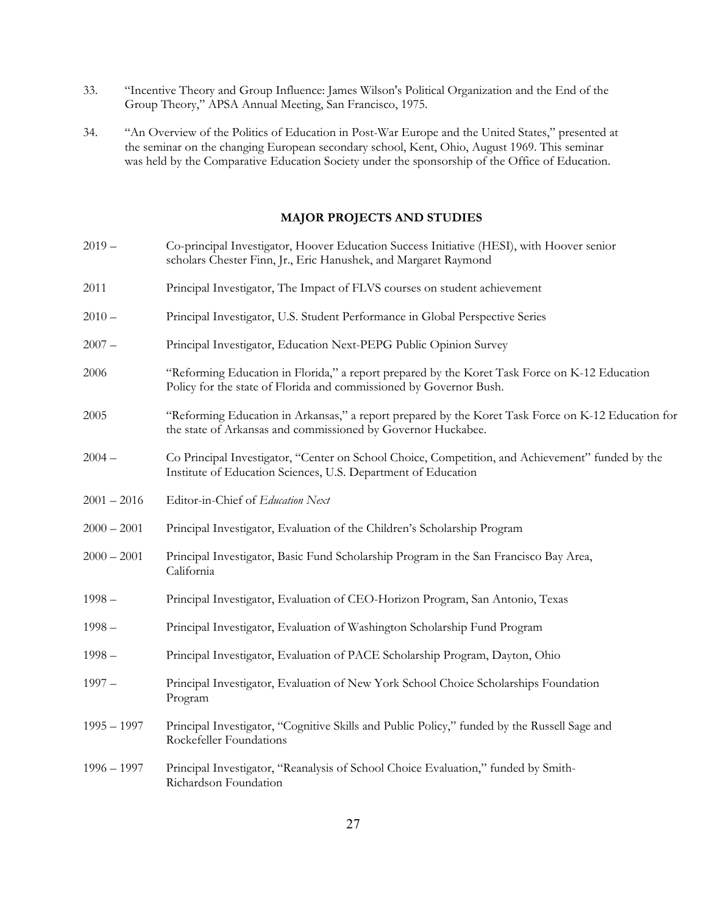33. "Incentive Theory and Group Influence: James Wilson's Political Organization and the End of the Group Theory," APSA Annual Meeting, San Francisco, 1975.

34. "An Overview of the Politics of Education in Post-War Europe and the United States," presented at the seminar on the changing European secondary school, Kent, Ohio, August 1969. This seminar was held by the Comparative Education Society under the sponsorship of the Office of Education.

## MAJOR PROJECTS AND STUDIES

2019 – Co-principal Investigator, Hoover Education Success Initiative (HESI), with Hoover senior scholars Chester Finn, Jr., Eric Hanushek, and Margaret Raymond

2011 Principal Investigator, The Impact of FLVS courses on student achievement

2010 – Principal Investigator, U.S. Student Performance in Global Perspective Series

2007 – Principal Investigator, Education Next-PEPG Public Opinion Survey

2006 "Reforming Education in Florida," a report prepared by the Koret Task Force on K-12 Education Policy for the state of Florida and commissioned by Governor Bush.

2005 "Reforming Education in Arkansas," a report prepared by the Koret Task Force on K-12 Education for the state of Arkansas and commissioned by Governor Huckabee.

2004 – Co Principal Investigator, "Center on School Choice, Competition, and Achievement" funded by the Institute of Education Sciences, U.S. Department of Education

2001 – 2016 Editor-in-Chief of *Education Next*

2000 – 2001 Principal Investigator, Evaluation of the Children's Scholarship Program

2000 – 2001 Principal Investigator, Basic Fund Scholarship Program in the San Francisco Bay Area, California

1998 – Principal Investigator, Evaluation of CEO-Horizon Program, San Antonio, Texas

1998 – Principal Investigator, Evaluation of Washington Scholarship Fund Program

1998 – Principal Investigator, Evaluation of PACE Scholarship Program, Dayton, Ohio

1997 – Principal Investigator, Evaluation of New York School Choice Scholarships Foundation Program

1995 – 1997 Principal Investigator, "Cognitive Skills and Public Policy," funded by the Russell Sage and Rockefeller Foundations

1996 – 1997 Principal Investigator, "Reanalysis of School Choice Evaluation," funded by Smith-Richardson Foundation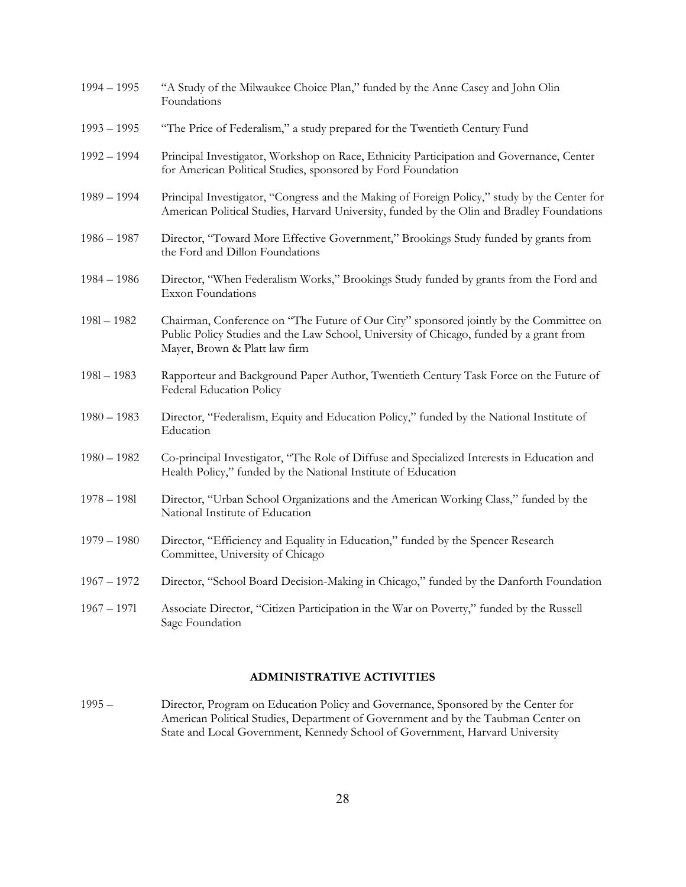1994 – 1995 "A Study of the Milwaukee Choice Plan," funded by the Anne Casey and John Olin Foundations

1993 – 1995 "The Price of Federalism," a study prepared for the Twentieth Century Fund

1992 – 1994 Principal Investigator, Workshop on Race, Ethnicity Participation and Governance, Center for American Political Studies, sponsored by Ford Foundation

1989 – 1994 Principal Investigator, "Congress and the Making of Foreign Policy," study by the Center for American Political Studies, Harvard University, funded by the Olin and Bradley Foundations

1986 – 1987 Director, "Toward More Effective Government," Brookings Study funded by grants from the Ford and Dillon Foundations

1984 – 1986 Director, "When Federalism Works," Brookings Study funded by grants from the Ford and Exxon Foundations

198l – 1982 Chairman, Conference on "The Future of Our City" sponsored jointly by the Committee on Public Policy Studies and the Law School, University of Chicago, funded by a grant from Mayer, Brown & Platt law firm

198l – 1983 Rapporteur and Background Paper Author, Twentieth Century Task Force on the Future of Federal Education Policy

1980 – 1983 Director, "Federalism, Equity and Education Policy," funded by the National Institute of Education

1980 – 1982 Co-principal Investigator, "The Role of Diffuse and Specialized Interests in Education and Health Policy," funded by the National Institute of Education

1978 – 198l Director, "Urban School Organizations and the American Working Class," funded by the National Institute of Education

1979 – 1980 Director, "Efficiency and Equality in Education," funded by the Spencer Research Committee, University of Chicago

1967 – 1972 Director, "School Board Decision-Making in Chicago," funded by the Danforth Foundation

1967 – 197l Associate Director, "Citizen Participation in the War on Poverty," funded by the Russell Sage Foundation

## ADMINISTRATIVE ACTIVITIES

1995 – Director, Program on Education Policy and Governance, Sponsored by the Center for American Political Studies, Department of Government and by the Taubman Center on State and Local Government, Kennedy School of Government, Harvard University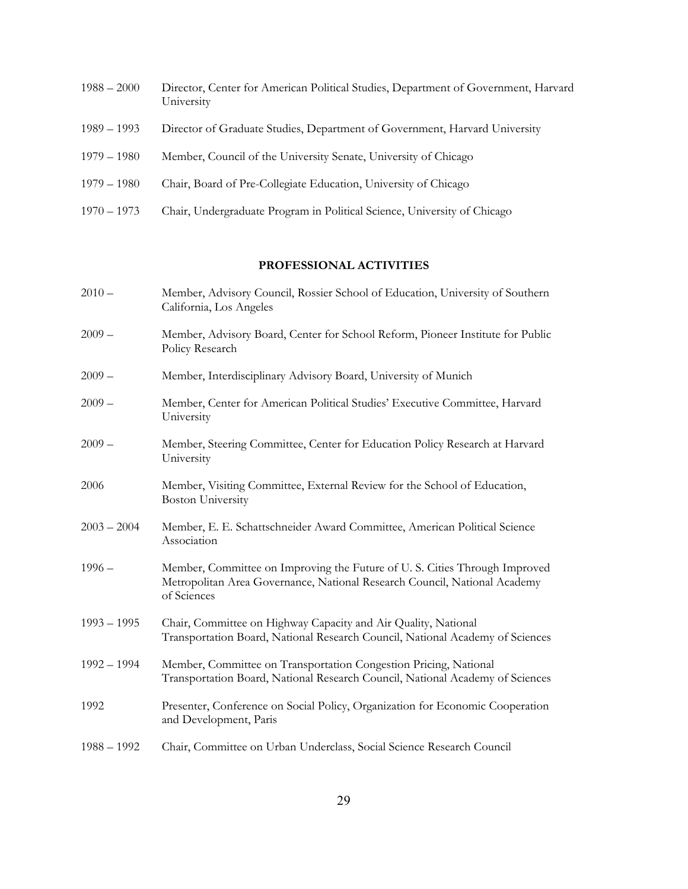1988 – 2000 Director, Center for American Political Studies, Department of Government, Harvard University

1989 – 1993 Director of Graduate Studies, Department of Government, Harvard University

1979 – 1980 Member, Council of the University Senate, University of Chicago

1979 – 1980 Chair, Board of Pre-Collegiate Education, University of Chicago

1970 – 1973 Chair, Undergraduate Program in Political Science, University of Chicago

## PROFESSIONAL ACTIVITIES

2010 – Member, Advisory Council, Rossier School of Education, University of Southern California, Los Angeles

2009 – Member, Advisory Board, Center for School Reform, Pioneer Institute for Public Policy Research

2009 – Member, Interdisciplinary Advisory Board, University of Munich

2009 – Member, Center for American Political Studies' Executive Committee, Harvard University

2009 – Member, Steering Committee, Center for Education Policy Research at Harvard University

2006 Member, Visiting Committee, External Review for the School of Education, Boston University

2003 – 2004 Member, E. E. Schattschneider Award Committee, American Political Science Association

1996 – Member, Committee on Improving the Future of U. S. Cities Through Improved Metropolitan Area Governance, National Research Council, National Academy of Sciences

1993 – 1995 Chair, Committee on Highway Capacity and Air Quality, National Transportation Board, National Research Council, National Academy of Sciences

1992 – 1994 Member, Committee on Transportation Congestion Pricing, National Transportation Board, National Research Council, National Academy of Sciences

1992 Presenter, Conference on Social Policy, Organization for Economic Cooperation and Development, Paris

1988 – 1992 Chair, Committee on Urban Underclass, Social Science Research Council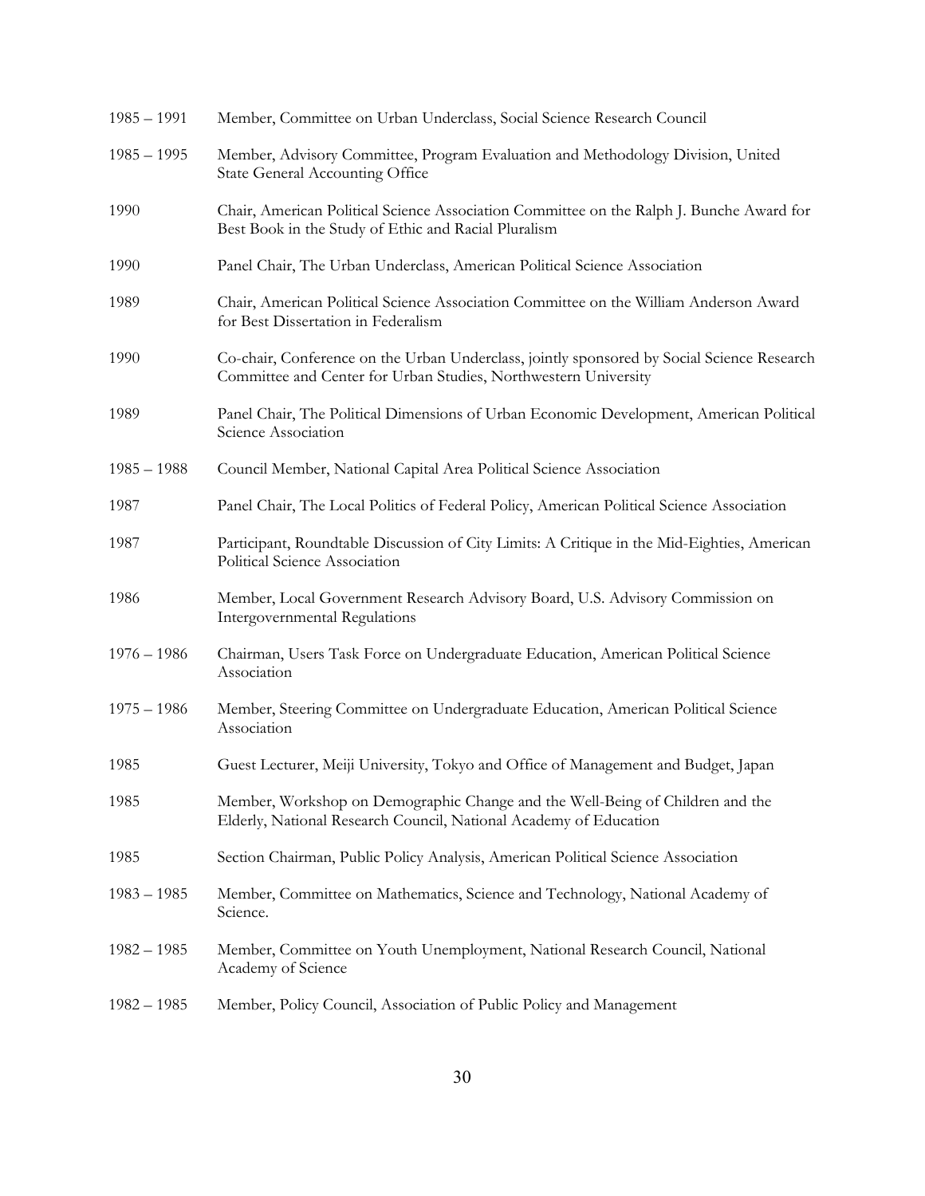1985 – 1991 Member, Committee on Urban Underclass, Social Science Research Council

1985 – 1995 Member, Advisory Committee, Program Evaluation and Methodology Division, United State General Accounting Office

1990 Chair, American Political Science Association Committee on the Ralph J. Bunche Award for Best Book in the Study of Ethic and Racial Pluralism

1990 Panel Chair, The Urban Underclass, American Political Science Association

1989 Chair, American Political Science Association Committee on the William Anderson Award for Best Dissertation in Federalism

1990 Co-chair, Conference on the Urban Underclass, jointly sponsored by Social Science Research Committee and Center for Urban Studies, Northwestern University

1989 Panel Chair, The Political Dimensions of Urban Economic Development, American Political Science Association

1985 – 1988 Council Member, National Capital Area Political Science Association

1987 Panel Chair, The Local Politics of Federal Policy, American Political Science Association

1987 Participant, Roundtable Discussion of City Limits: A Critique in the Mid-Eighties, American Political Science Association

1986 Member, Local Government Research Advisory Board, U.S. Advisory Commission on Intergovernmental Regulations

1976 – 1986 Chairman, Users Task Force on Undergraduate Education, American Political Science Association

1975 – 1986 Member, Steering Committee on Undergraduate Education, American Political Science Association

1985 Guest Lecturer, Meiji University, Tokyo and Office of Management and Budget, Japan

1985 Member, Workshop on Demographic Change and the Well-Being of Children and the Elderly, National Research Council, National Academy of Education

1985 Section Chairman, Public Policy Analysis, American Political Science Association

1983 – 1985 Member, Committee on Mathematics, Science and Technology, National Academy of Science.

1982 – 1985 Member, Committee on Youth Unemployment, National Research Council, National Academy of Science

1982 – 1985 Member, Policy Council, Association of Public Policy and Management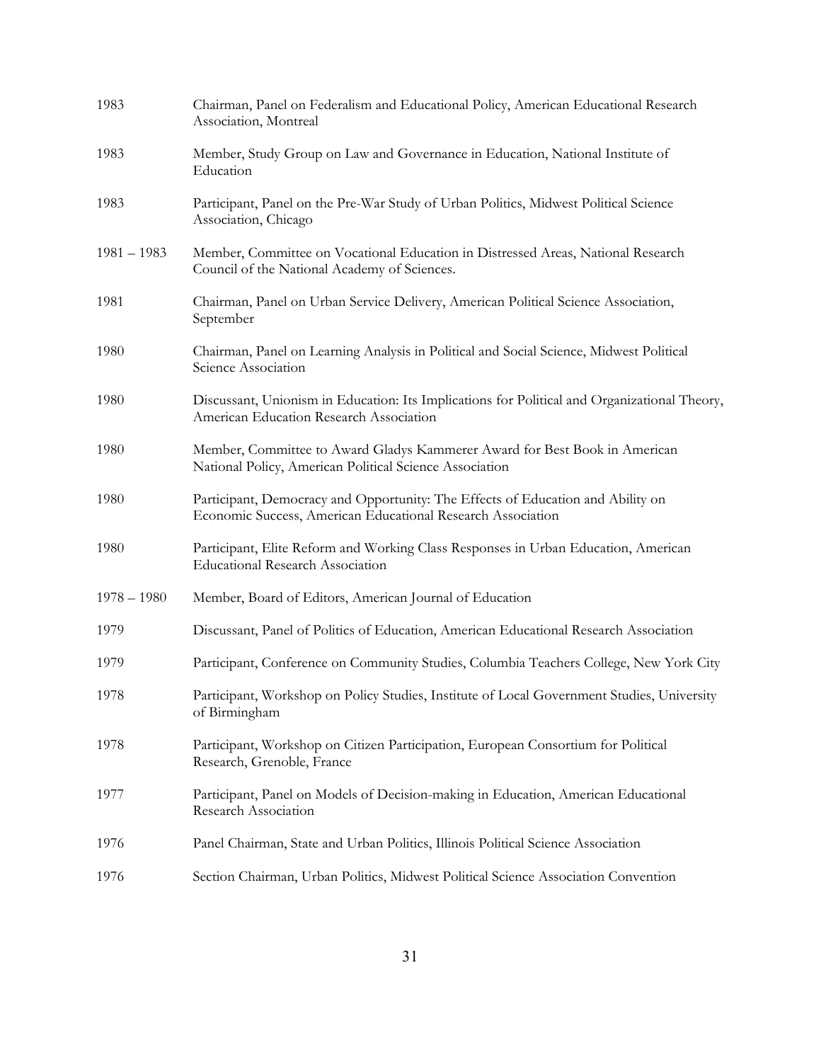| | |
|---|---|
| 1983 | Chairman, Panel on Federalism and Educational Policy, American Educational Research Association, Montreal |
| 1983 | Member, Study Group on Law and Governance in Education, National Institute of Education |
| 1983 | Participant, Panel on the Pre-War Study of Urban Politics, Midwest Political Science Association, Chicago |
| 1981 – 1983 | Member, Committee on Vocational Education in Distressed Areas, National Research Council of the National Academy of Sciences. |
| 1981 | Chairman, Panel on Urban Service Delivery, American Political Science Association, September |
| 1980 | Chairman, Panel on Learning Analysis in Political and Social Science, Midwest Political Science Association |
| 1980 | Discussant, Unionism in Education: Its Implications for Political and Organizational Theory, American Education Research Association |
| 1980 | Member, Committee to Award Gladys Kammerer Award for Best Book in American National Policy, American Political Science Association |
| 1980 | Participant, Democracy and Opportunity: The Effects of Education and Ability on Economic Success, American Educational Research Association |
| 1980 | Participant, Elite Reform and Working Class Responses in Urban Education, American Educational Research Association |
| 1978 – 1980 | Member, Board of Editors, American Journal of Education |
| 1979 | Discussant, Panel of Politics of Education, American Educational Research Association |
| 1979 | Participant, Conference on Community Studies, Columbia Teachers College, New York City |
| 1978 | Participant, Workshop on Policy Studies, Institute of Local Government Studies, University of Birmingham |
| 1978 | Participant, Workshop on Citizen Participation, European Consortium for Political Research, Grenoble, France |
| 1977 | Participant, Panel on Models of Decision-making in Education, American Educational Research Association |
| 1976 | Panel Chairman, State and Urban Politics, Illinois Political Science Association |
| 1976 | Section Chairman, Urban Politics, Midwest Political Science Association Convention |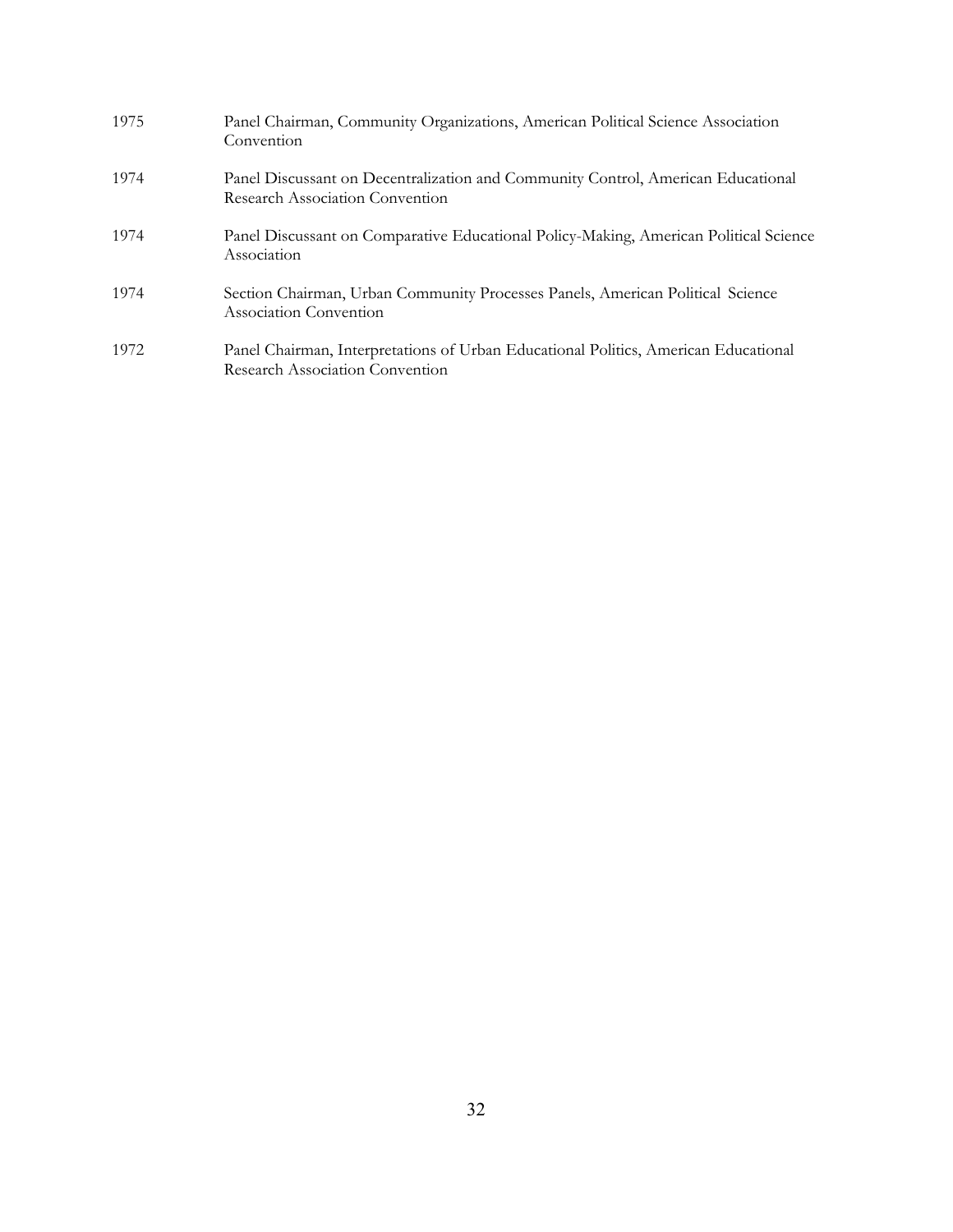| | |
|---|---|
| 1975 | Panel Chairman, Community Organizations, American Political Science Association Convention |
| 1974 | Panel Discussant on Decentralization and Community Control, American Educational Research Association Convention |
| 1974 | Panel Discussant on Comparative Educational Policy-Making, American Political Science Association |
| 1974 | Section Chairman, Urban Community Processes Panels, American Political Science Association Convention |
| 1972 | Panel Chairman, Interpretations of Urban Educational Politics, American Educational Research Association Convention |